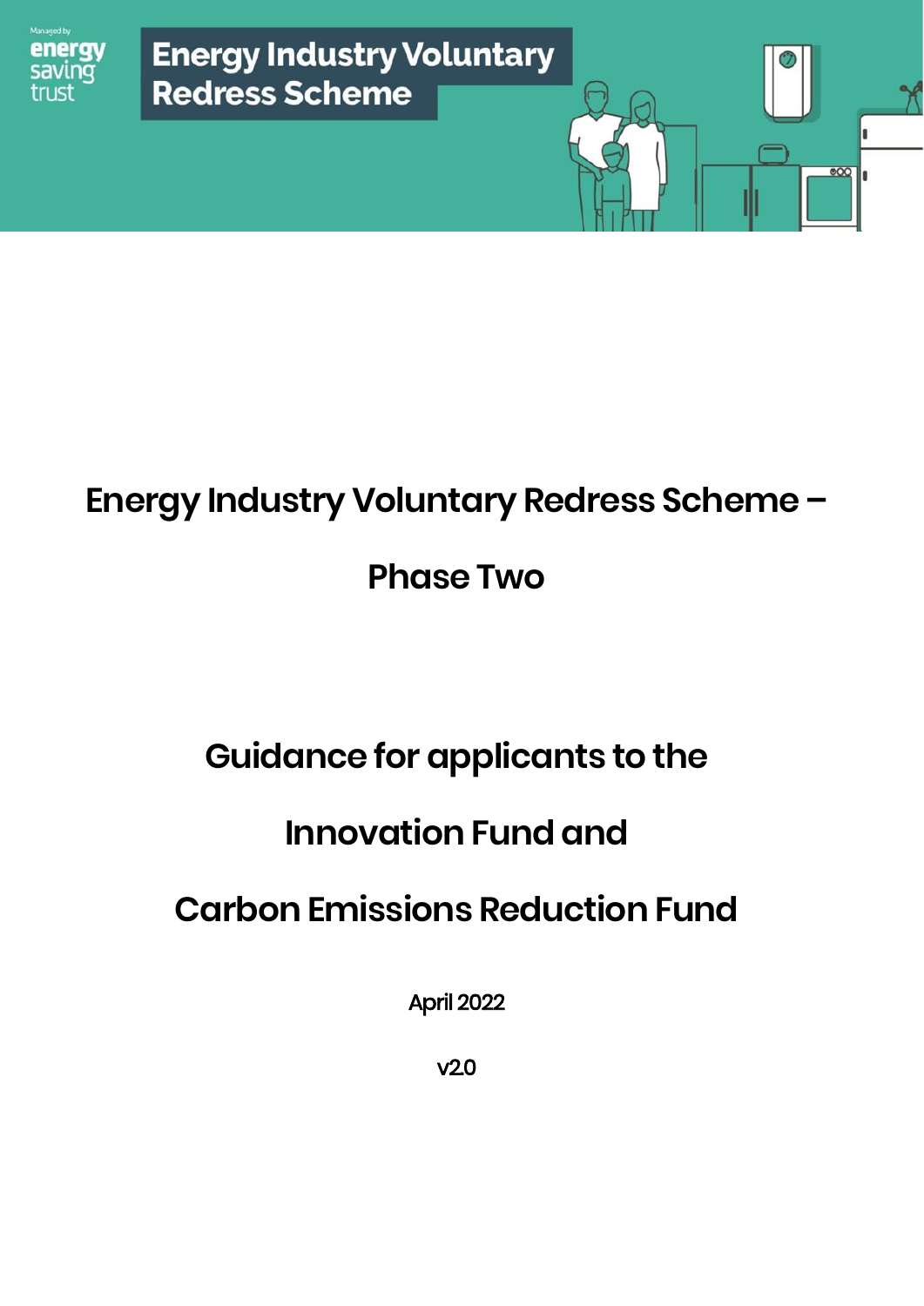Managed by energy saving trust

**Energy Industry Voluntary Redress Scheme**

# Energy Industry Voluntary Redress Scheme – Phase Two

# Guidance for applicants to the Innovation Fund and Carbon Emissions Reduction Fund

April 2022

v2.0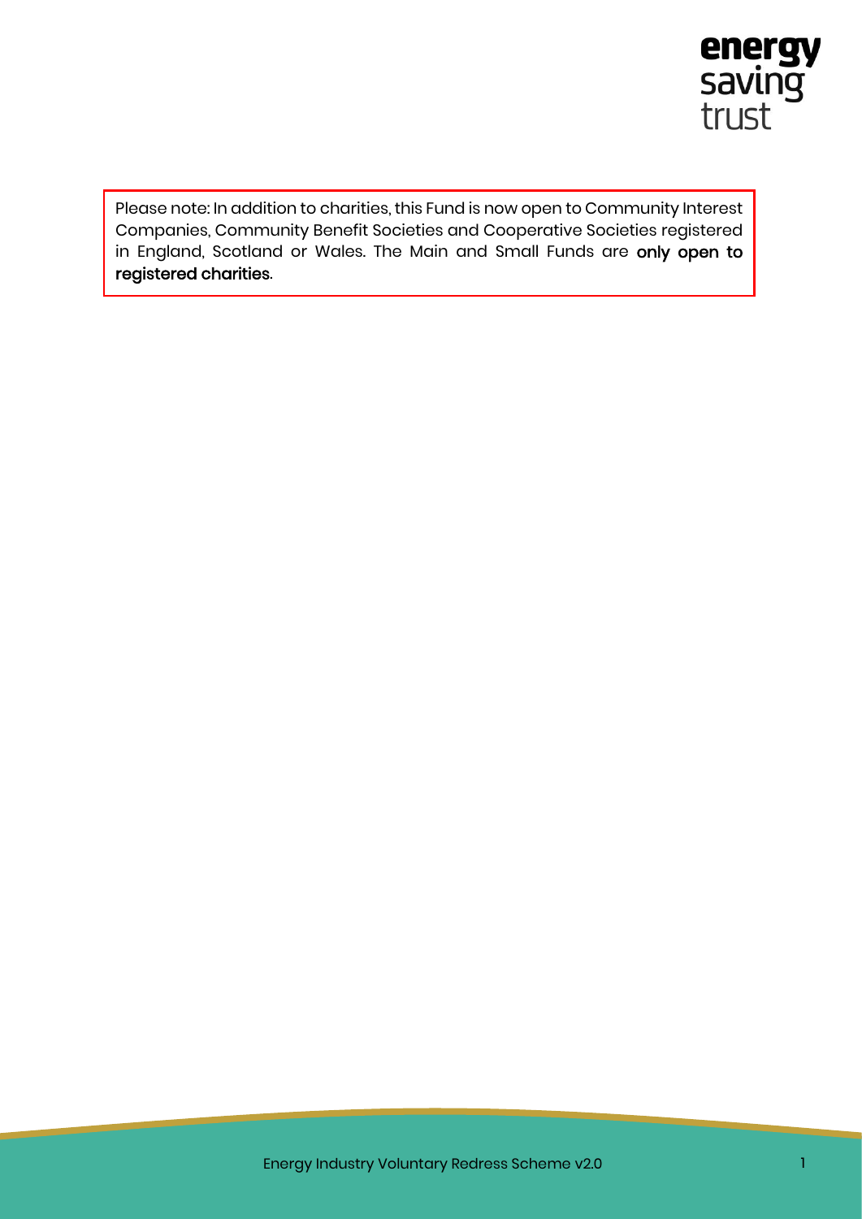Please note: In addition to charities, this Fund is now open to Community Interest Companies, Community Benefit Societies and Cooperative Societies registered in England, Scotland or Wales. The Main and Small Funds are **only open to registered charities**.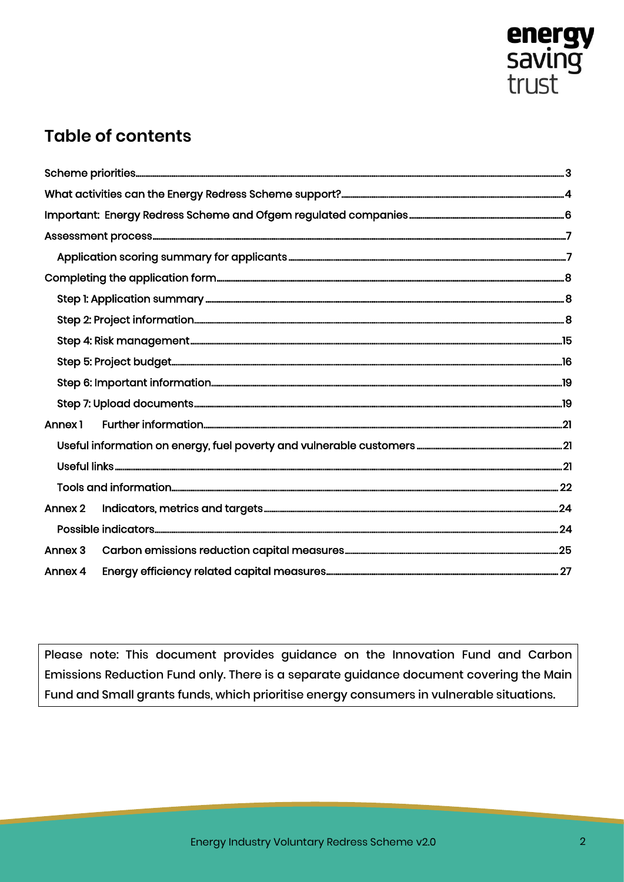## Table of contents

- Scheme priorities ... 3
- What activities can the Energy Redress Scheme support? ... 4
- Important: Energy Redress Scheme and Ofgem regulated companies ... 6
- Assessment process ... 7
  - Application scoring summary for applicants ... 7
- Completing the application form ... 8
  - Step 1: Application summary ... 8
  - Step 2: Project information ... 8
  - Step 4: Risk management ... 15
  - Step 5: Project budget ... 16
  - Step 6: Important information ... 19
  - Step 7: Upload documents ... 19
- Annex 1 Further information ... 21
  - Useful information on energy, fuel poverty and vulnerable customers ... 21
  - Useful links ... 21
  - Tools and information ... 22
- Annex 2 Indicators, metrics and targets ... 24
  - Possible indicators ... 24
- Annex 3 Carbon emissions reduction capital measures ... 25
- Annex 4 Energy efficiency related capital measures ... 27

Please note: This document provides guidance on the Innovation Fund and Carbon Emissions Reduction Fund only. There is a separate guidance document covering the Main Fund and Small grants funds, which prioritise energy consumers in vulnerable situations.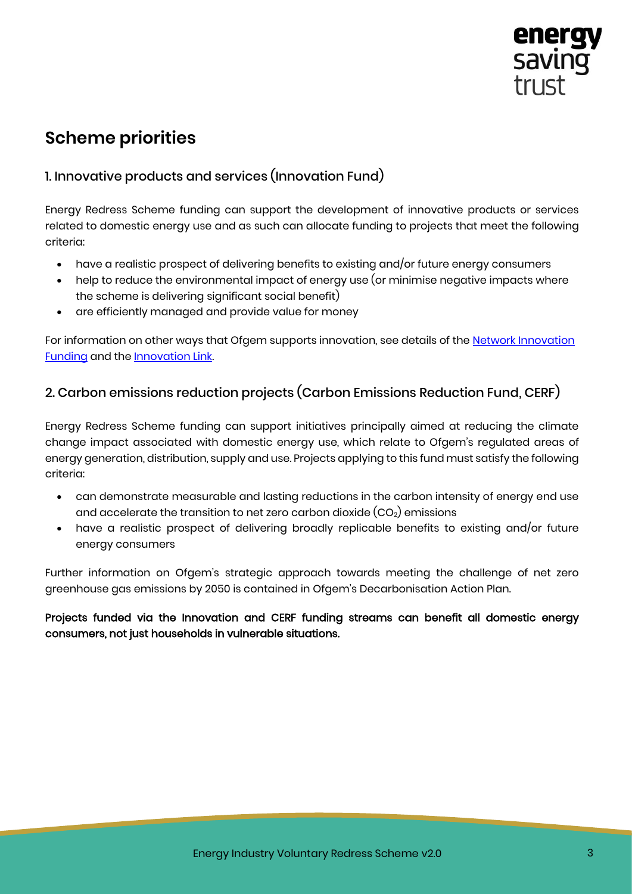## Scheme priorities

### 1. Innovative products and services (Innovation Fund)

Energy Redress Scheme funding can support the development of innovative products or services related to domestic energy use and as such can allocate funding to projects that meet the following criteria:

- have a realistic prospect of delivering benefits to existing and/or future energy consumers
- help to reduce the environmental impact of energy use (or minimise negative impacts where the scheme is delivering significant social benefit)
- are efficiently managed and provide value for money

For information on other ways that Ofgem supports innovation, see details of the [Network Innovation Funding]() and the [Innovation Link]().

### 2. Carbon emissions reduction projects (Carbon Emissions Reduction Fund, CERF)

Energy Redress Scheme funding can support initiatives principally aimed at reducing the climate change impact associated with domestic energy use, which relate to Ofgem's regulated areas of energy generation, distribution, supply and use. Projects applying to this fund must satisfy the following criteria:

- can demonstrate measurable and lasting reductions in the carbon intensity of energy end use and accelerate the transition to net zero carbon dioxide ($CO_2$) emissions
- have a realistic prospect of delivering broadly replicable benefits to existing and/or future energy consumers

Further information on Ofgem's strategic approach towards meeting the challenge of net zero greenhouse gas emissions by 2050 is contained in Ofgem's Decarbonisation Action Plan.

**Projects funded via the Innovation and CERF funding streams can benefit all domestic energy consumers, not just households in vulnerable situations.**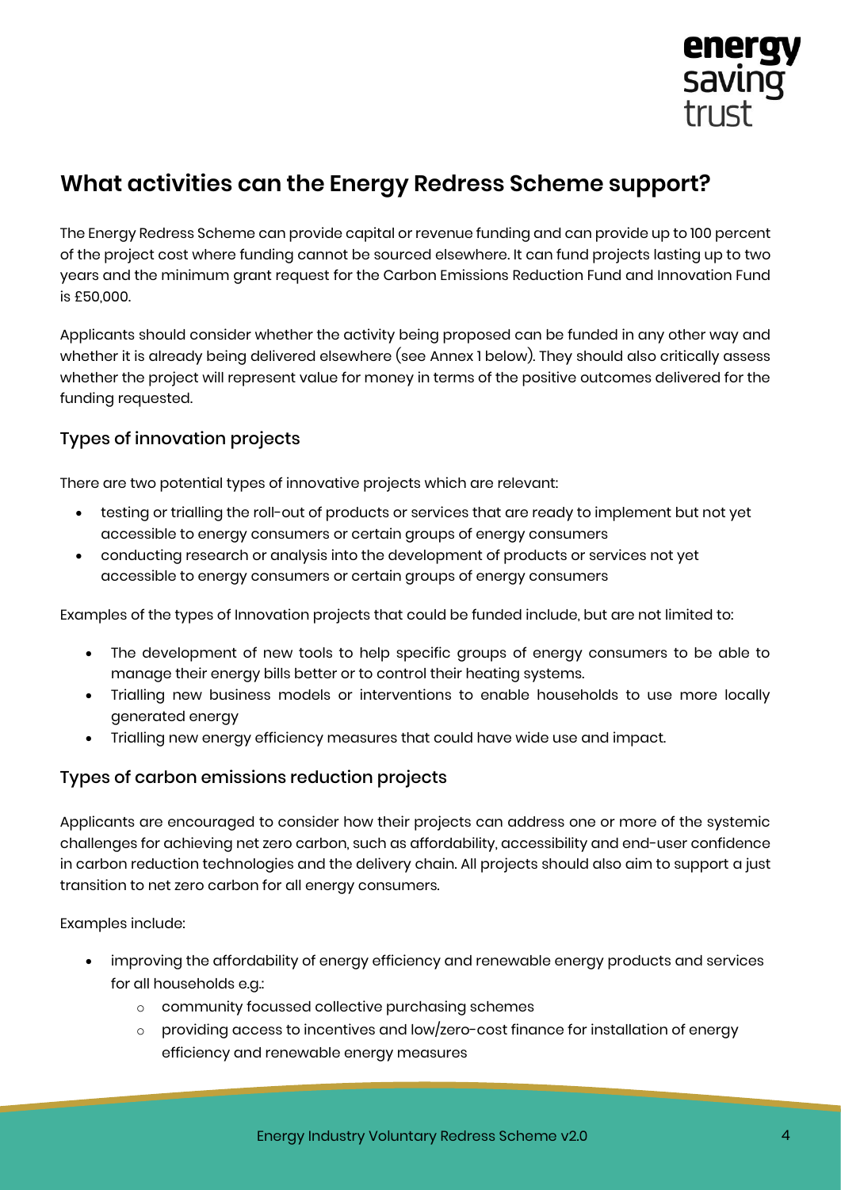## What activities can the Energy Redress Scheme support?

The Energy Redress Scheme can provide capital or revenue funding and can provide up to 100 percent of the project cost where funding cannot be sourced elsewhere. It can fund projects lasting up to two years and the minimum grant request for the Carbon Emissions Reduction Fund and Innovation Fund is £50,000.

Applicants should consider whether the activity being proposed can be funded in any other way and whether it is already being delivered elsewhere (see Annex 1 below). They should also critically assess whether the project will represent value for money in terms of the positive outcomes delivered for the funding requested.

### Types of innovation projects

There are two potential types of innovative projects which are relevant:

- testing or trialling the roll-out of products or services that are ready to implement but not yet accessible to energy consumers or certain groups of energy consumers
- conducting research or analysis into the development of products or services not yet accessible to energy consumers or certain groups of energy consumers

Examples of the types of Innovation projects that could be funded include, but are not limited to:

- The development of new tools to help specific groups of energy consumers to be able to manage their energy bills better or to control their heating systems.
- Trialling new business models or interventions to enable households to use more locally generated energy
- Trialling new energy efficiency measures that could have wide use and impact.

### Types of carbon emissions reduction projects

Applicants are encouraged to consider how their projects can address one or more of the systemic challenges for achieving net zero carbon, such as affordability, accessibility and end-user confidence in carbon reduction technologies and the delivery chain. All projects should also aim to support a just transition to net zero carbon for all energy consumers.

Examples include:

- improving the affordability of energy efficiency and renewable energy products and services for all households e.g.:
  - community focussed collective purchasing schemes
  - providing access to incentives and low/zero-cost finance for installation of energy efficiency and renewable energy measures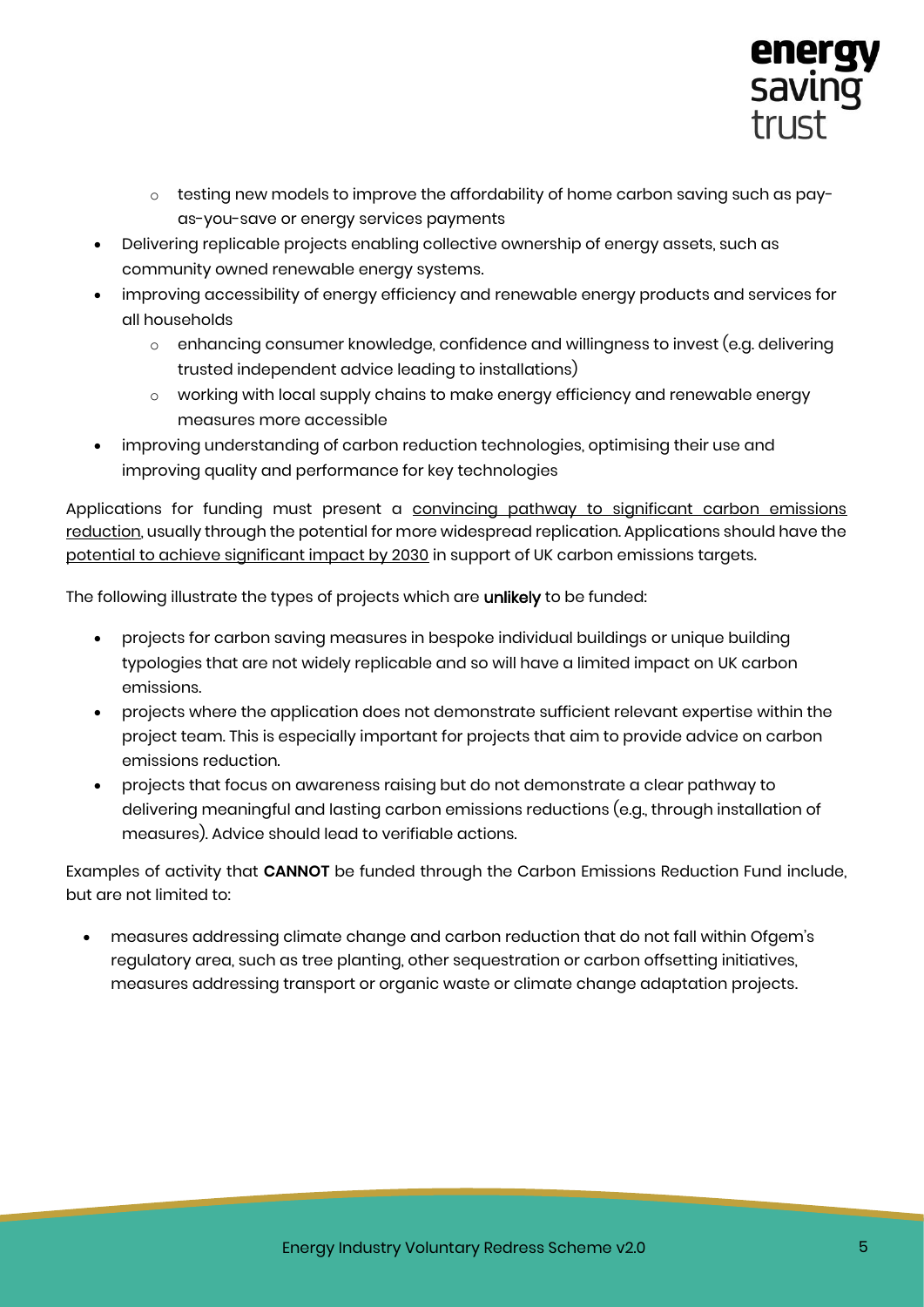- testing new models to improve the affordability of home carbon saving such as pay-as-you-save or energy services payments
- Delivering replicable projects enabling collective ownership of energy assets, such as community owned renewable energy systems.
- improving accessibility of energy efficiency and renewable energy products and services for all households
  - enhancing consumer knowledge, confidence and willingness to invest (e.g. delivering trusted independent advice leading to installations)
  - working with local supply chains to make energy efficiency and renewable energy measures more accessible
- improving understanding of carbon reduction technologies, optimising their use and improving quality and performance for key technologies

Applications for funding must present a convincing pathway to significant carbon emissions reduction, usually through the potential for more widespread replication. Applications should have the potential to achieve significant impact by 2030 in support of UK carbon emissions targets.

The following illustrate the types of projects which are **unlikely** to be funded:

- projects for carbon saving measures in bespoke individual buildings or unique building typologies that are not widely replicable and so will have a limited impact on UK carbon emissions.
- projects where the application does not demonstrate sufficient relevant expertise within the project team. This is especially important for projects that aim to provide advice on carbon emissions reduction.
- projects that focus on awareness raising but do not demonstrate a clear pathway to delivering meaningful and lasting carbon emissions reductions (e.g., through installation of measures). Advice should lead to verifiable actions.

Examples of activity that **CANNOT** be funded through the Carbon Emissions Reduction Fund include, but are not limited to:

- measures addressing climate change and carbon reduction that do not fall within Ofgem's regulatory area, such as tree planting, other sequestration or carbon offsetting initiatives, measures addressing transport or organic waste or climate change adaptation projects.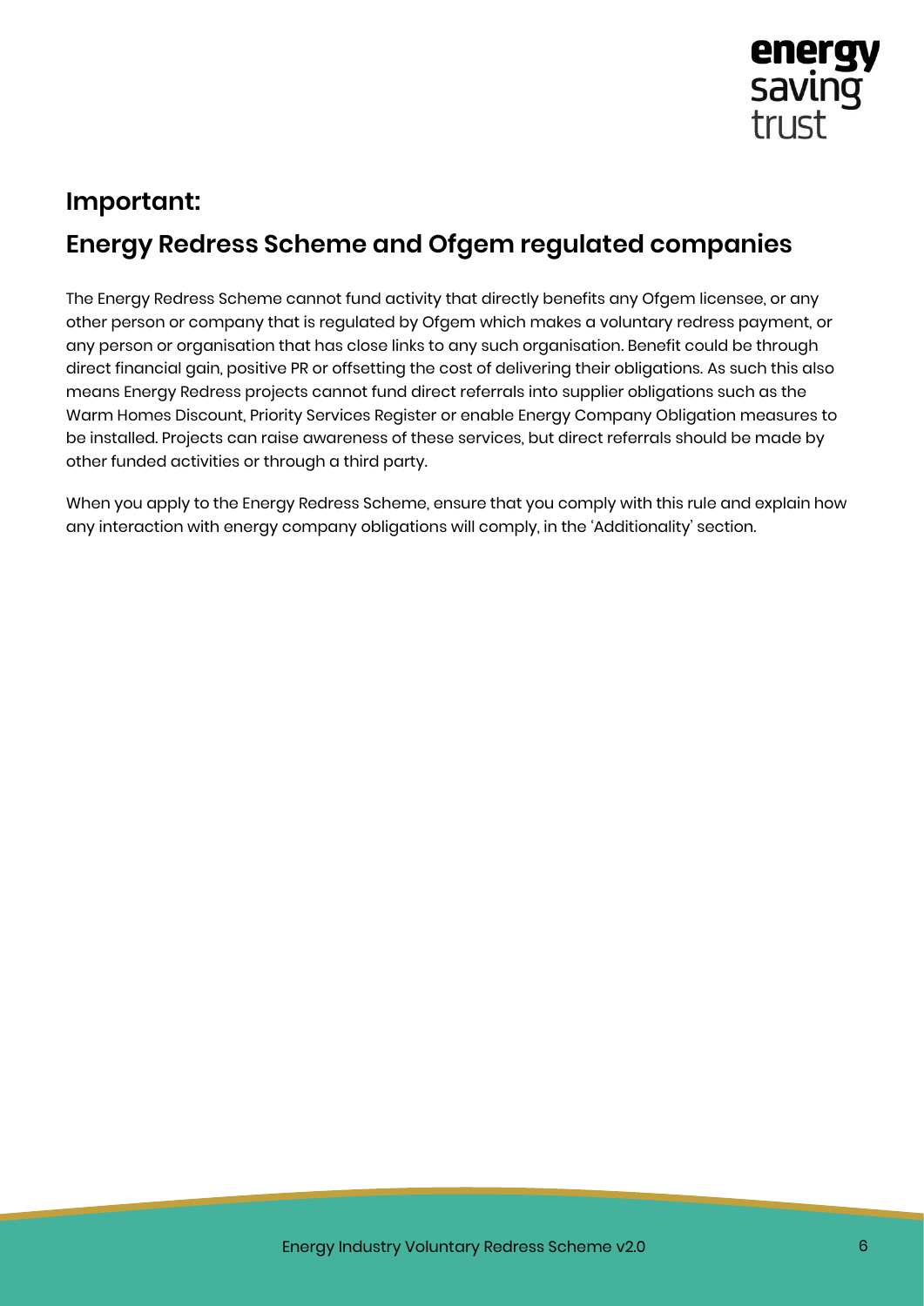## Important:

## Energy Redress Scheme and Ofgem regulated companies

The Energy Redress Scheme cannot fund activity that directly benefits any Ofgem licensee, or any other person or company that is regulated by Ofgem which makes a voluntary redress payment, or any person or organisation that has close links to any such organisation. Benefit could be through direct financial gain, positive PR or offsetting the cost of delivering their obligations. As such this also means Energy Redress projects cannot fund direct referrals into supplier obligations such as the Warm Homes Discount, Priority Services Register or enable Energy Company Obligation measures to be installed. Projects can raise awareness of these services, but direct referrals should be made by other funded activities or through a third party.

When you apply to the Energy Redress Scheme, ensure that you comply with this rule and explain how any interaction with energy company obligations will comply, in the 'Additionality' section.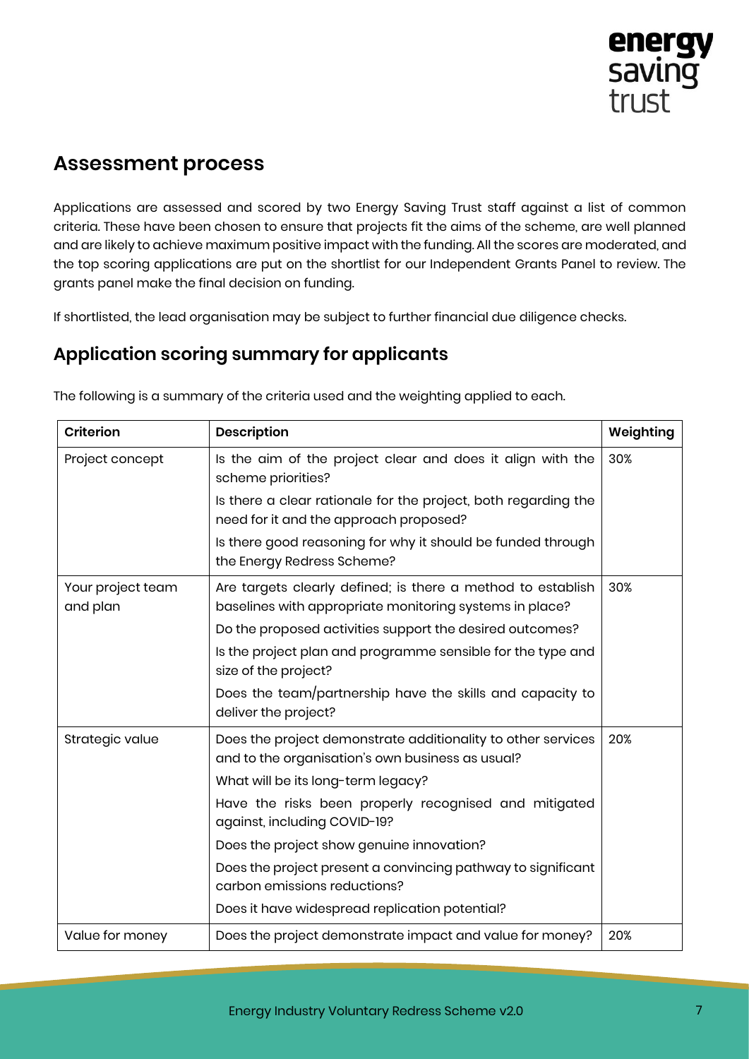## Assessment process

Applications are assessed and scored by two Energy Saving Trust staff against a list of common criteria. These have been chosen to ensure that projects fit the aims of the scheme, are well planned and are likely to achieve maximum positive impact with the funding. All the scores are moderated, and the top scoring applications are put on the shortlist for our Independent Grants Panel to review. The grants panel make the final decision on funding.

If shortlisted, the lead organisation may be subject to further financial due diligence checks.

## Application scoring summary for applicants

The following is a summary of the criteria used and the weighting applied to each.

| Criterion | Description | Weighting |
|---|---|---|
| Project concept | Is the aim of the project clear and does it align with the scheme priorities?<br>Is there a clear rationale for the project, both regarding the need for it and the approach proposed?<br>Is there good reasoning for why it should be funded through the Energy Redress Scheme? | 30% |
| Your project team and plan | Are targets clearly defined; is there a method to establish baselines with appropriate monitoring systems in place?<br>Do the proposed activities support the desired outcomes?<br>Is the project plan and programme sensible for the type and size of the project?<br>Does the team/partnership have the skills and capacity to deliver the project? | 30% |
| Strategic value | Does the project demonstrate additionality to other services and to the organisation's own business as usual?<br>What will be its long-term legacy?<br>Have the risks been properly recognised and mitigated against, including COVID-19?<br>Does the project show genuine innovation?<br>Does the project present a convincing pathway to significant carbon emissions reductions?<br>Does it have widespread replication potential? | 20% |
| Value for money | Does the project demonstrate impact and value for money? | 20% |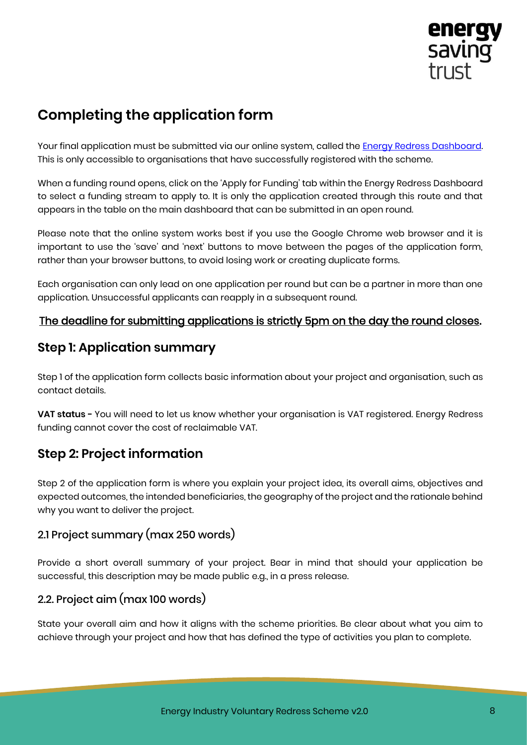## Completing the application form

Your final application must be submitted via our online system, called the [Energy Redress Dashboard](). This is only accessible to organisations that have successfully registered with the scheme.

When a funding round opens, click on the 'Apply for Funding' tab within the Energy Redress Dashboard to select a funding stream to apply to. It is only the application created through this route and that appears in the table on the main dashboard that can be submitted in an open round.

Please note that the online system works best if you use the Google Chrome web browser and it is important to use the 'save' and 'next' buttons to move between the pages of the application form, rather than your browser buttons, to avoid losing work or creating duplicate forms.

Each organisation can only lead on one application per round but can be a partner in more than one application. Unsuccessful applicants can reapply in a subsequent round.

<u>The deadline for submitting applications is strictly 5pm on the day the round closes</u>.

### Step 1: Application summary

Step 1 of the application form collects basic information about your project and organisation, such as contact details.

**VAT status -** You will need to let us know whether your organisation is VAT registered. Energy Redress funding cannot cover the cost of reclaimable VAT.

### Step 2: Project information

Step 2 of the application form is where you explain your project idea, its overall aims, objectives and expected outcomes, the intended beneficiaries, the geography of the project and the rationale behind why you want to deliver the project.

#### 2.1 Project summary (max 250 words)

Provide a short overall summary of your project. Bear in mind that should your application be successful, this description may be made public e.g., in a press release.

#### 2.2. Project aim (max 100 words)

State your overall aim and how it aligns with the scheme priorities. Be clear about what you aim to achieve through your project and how that has defined the type of activities you plan to complete.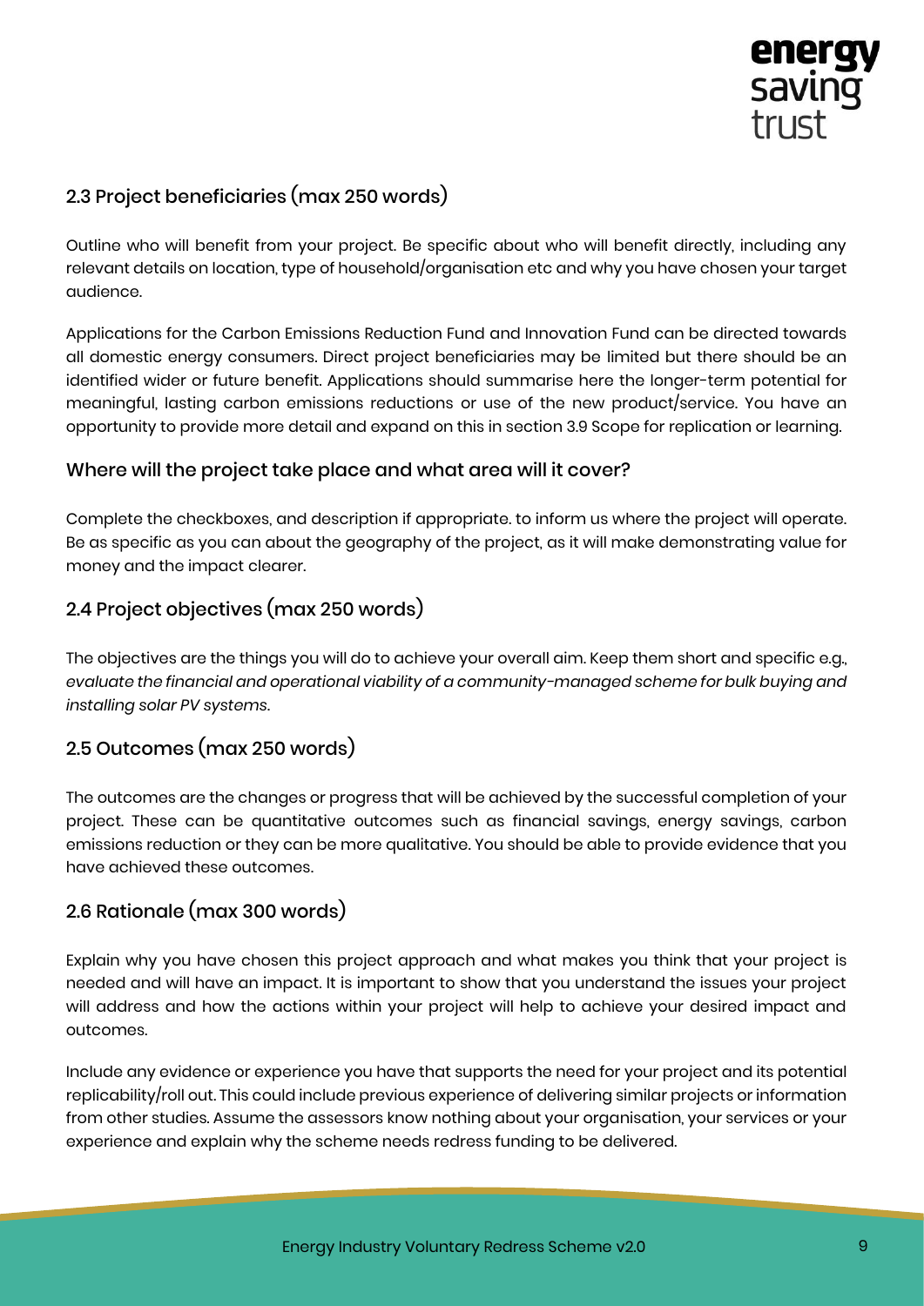## 2.3 Project beneficiaries (max 250 words)

Outline who will benefit from your project. Be specific about who will benefit directly, including any relevant details on location, type of household/organisation etc and why you have chosen your target audience.

Applications for the Carbon Emissions Reduction Fund and Innovation Fund can be directed towards all domestic energy consumers. Direct project beneficiaries may be limited but there should be an identified wider or future benefit. Applications should summarise here the longer-term potential for meaningful, lasting carbon emissions reductions or use of the new product/service. You have an opportunity to provide more detail and expand on this in section 3.9 Scope for replication or learning.

### Where will the project take place and what area will it cover?

Complete the checkboxes, and description if appropriate. to inform us where the project will operate. Be as specific as you can about the geography of the project, as it will make demonstrating value for money and the impact clearer.

## 2.4 Project objectives (max 250 words)

The objectives are the things you will do to achieve your overall aim. Keep them short and specific e.g., *evaluate the financial and operational viability of a community-managed scheme for bulk buying and installing solar PV systems*.

## 2.5 Outcomes (max 250 words)

The outcomes are the changes or progress that will be achieved by the successful completion of your project. These can be quantitative outcomes such as financial savings, energy savings, carbon emissions reduction or they can be more qualitative. You should be able to provide evidence that you have achieved these outcomes.

## 2.6 Rationale (max 300 words)

Explain why you have chosen this project approach and what makes you think that your project is needed and will have an impact. It is important to show that you understand the issues your project will address and how the actions within your project will help to achieve your desired impact and outcomes.

Include any evidence or experience you have that supports the need for your project and its potential replicability/roll out. This could include previous experience of delivering similar projects or information from other studies. Assume the assessors know nothing about your organisation, your services or your experience and explain why the scheme needs redress funding to be delivered.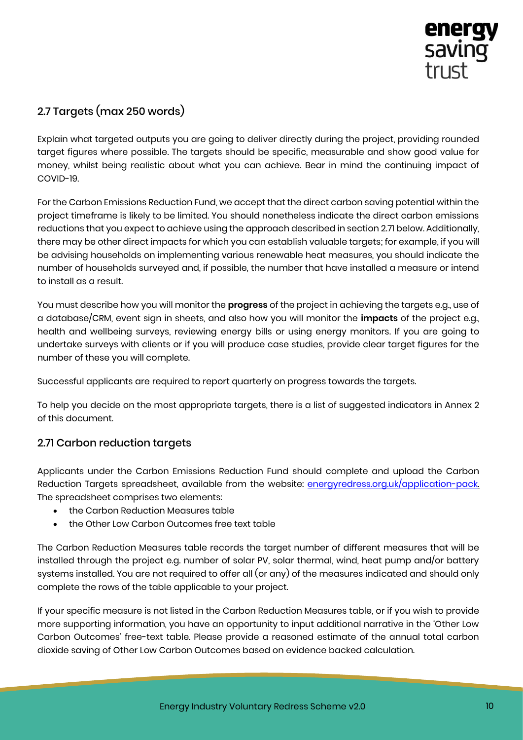## 2.7 Targets (max 250 words)

Explain what targeted outputs you are going to deliver directly during the project, providing rounded target figures where possible. The targets should be specific, measurable and show good value for money, whilst being realistic about what you can achieve. Bear in mind the continuing impact of COVID-19.

For the Carbon Emissions Reduction Fund, we accept that the direct carbon saving potential within the project timeframe is likely to be limited. You should nonetheless indicate the direct carbon emissions reductions that you expect to achieve using the approach described in section 2.71 below. Additionally, there may be other direct impacts for which you can establish valuable targets; for example, if you will be advising households on implementing various renewable heat measures, you should indicate the number of households surveyed and, if possible, the number that have installed a measure or intend to install as a result.

You must describe how you will monitor the **progress** of the project in achieving the targets e.g., use of a database/CRM, event sign in sheets, and also how you will monitor the **impacts** of the project e.g., health and wellbeing surveys, reviewing energy bills or using energy monitors. If you are going to undertake surveys with clients or if you will produce case studies, provide clear target figures for the number of these you will complete.

Successful applicants are required to report quarterly on progress towards the targets.

To help you decide on the most appropriate targets, there is a list of suggested indicators in Annex 2 of this document.

### 2.71 Carbon reduction targets

Applicants under the Carbon Emissions Reduction Fund should complete and upload the Carbon Reduction Targets spreadsheet, available from the website: energyredress.org.uk/application-pack. The spreadsheet comprises two elements:

- the Carbon Reduction Measures table
- the Other Low Carbon Outcomes free text table

The Carbon Reduction Measures table records the target number of different measures that will be installed through the project e.g. number of solar PV, solar thermal, wind, heat pump and/or battery systems installed. You are not required to offer all (or any) of the measures indicated and should only complete the rows of the table applicable to your project.

If your specific measure is not listed in the Carbon Reduction Measures table, or if you wish to provide more supporting information, you have an opportunity to input additional narrative in the 'Other Low Carbon Outcomes' free-text table. Please provide a reasoned estimate of the annual total carbon dioxide saving of Other Low Carbon Outcomes based on evidence backed calculation.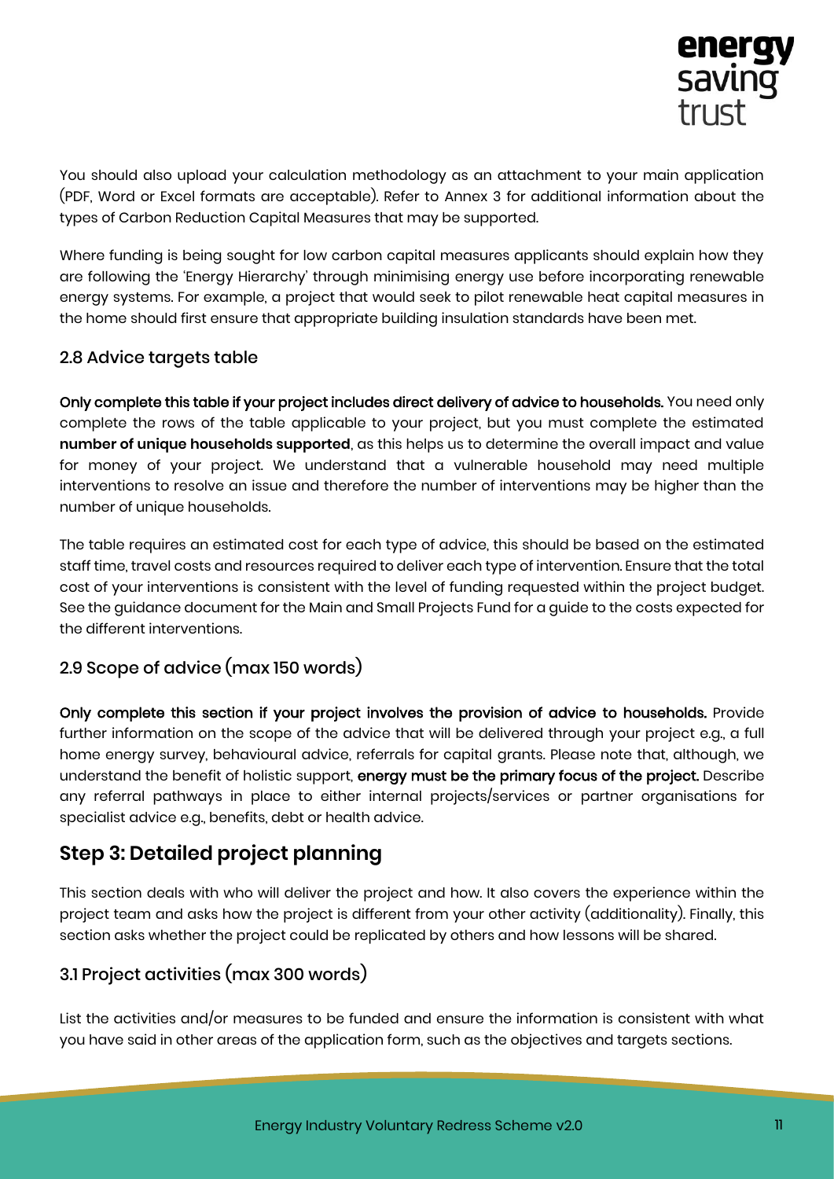You should also upload your calculation methodology as an attachment to your main application (PDF, Word or Excel formats are acceptable). Refer to Annex 3 for additional information about the types of Carbon Reduction Capital Measures that may be supported.

Where funding is being sought for low carbon capital measures applicants should explain how they are following the 'Energy Hierarchy' through minimising energy use before incorporating renewable energy systems. For example, a project that would seek to pilot renewable heat capital measures in the home should first ensure that appropriate building insulation standards have been met.

### 2.8 Advice targets table

**Only complete this table if your project includes direct delivery of advice to households.** You need only complete the rows of the table applicable to your project, but you must complete the estimated **number of unique households supported**, as this helps us to determine the overall impact and value for money of your project. We understand that a vulnerable household may need multiple interventions to resolve an issue and therefore the number of interventions may be higher than the number of unique households.

The table requires an estimated cost for each type of advice, this should be based on the estimated staff time, travel costs and resources required to deliver each type of intervention. Ensure that the total cost of your interventions is consistent with the level of funding requested within the project budget. See the guidance document for the Main and Small Projects Fund for a guide to the costs expected for the different interventions.

### 2.9 Scope of advice (max 150 words)

**Only complete this section if your project involves the provision of advice to households.** Provide further information on the scope of the advice that will be delivered through your project e.g., a full home energy survey, behavioural advice, referrals for capital grants. Please note that, although, we understand the benefit of holistic support, **energy must be the primary focus of the project.** Describe any referral pathways in place to either internal projects/services or partner organisations for specialist advice e.g., benefits, debt or health advice.

## Step 3: Detailed project planning

This section deals with who will deliver the project and how. It also covers the experience within the project team and asks how the project is different from your other activity (additionality). Finally, this section asks whether the project could be replicated by others and how lessons will be shared.

### 3.1 Project activities (max 300 words)

List the activities and/or measures to be funded and ensure the information is consistent with what you have said in other areas of the application form, such as the objectives and targets sections.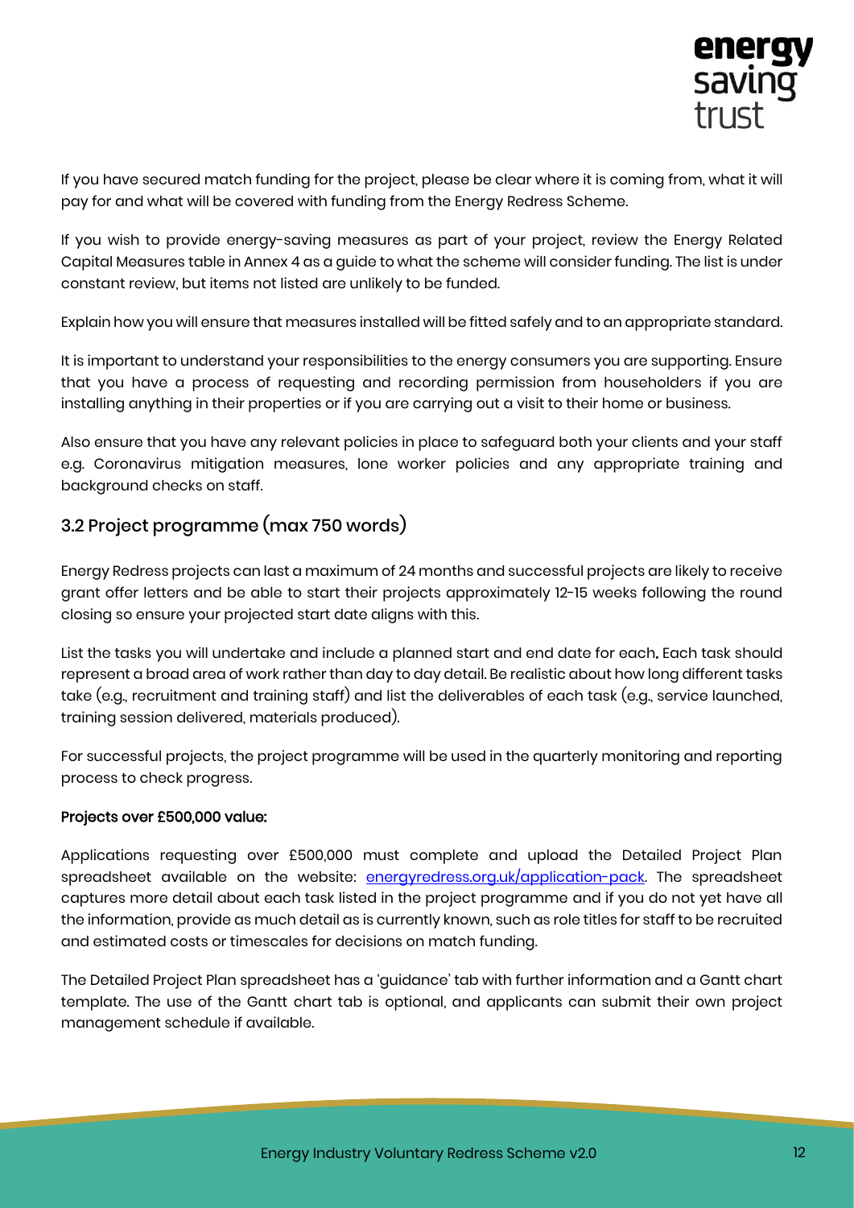If you have secured match funding for the project, please be clear where it is coming from, what it will pay for and what will be covered with funding from the Energy Redress Scheme.

If you wish to provide energy-saving measures as part of your project, review the Energy Related Capital Measures table in Annex 4 as a guide to what the scheme will consider funding. The list is under constant review, but items not listed are unlikely to be funded.

Explain how you will ensure that measures installed will be fitted safely and to an appropriate standard.

It is important to understand your responsibilities to the energy consumers you are supporting. Ensure that you have a process of requesting and recording permission from householders if you are installing anything in their properties or if you are carrying out a visit to their home or business.

Also ensure that you have any relevant policies in place to safeguard both your clients and your staff e.g. Coronavirus mitigation measures, lone worker policies and any appropriate training and background checks on staff.

## 3.2 Project programme (max 750 words)

Energy Redress projects can last a maximum of 24 months and successful projects are likely to receive grant offer letters and be able to start their projects approximately 12-15 weeks following the round closing so ensure your projected start date aligns with this.

List the tasks you will undertake and include a planned start and end date for each**.** Each task should represent a broad area of work rather than day to day detail. Be realistic about how long different tasks take (e.g., recruitment and training staff) and list the deliverables of each task (e.g., service launched, training session delivered, materials produced).

For successful projects, the project programme will be used in the quarterly monitoring and reporting process to check progress.

**Projects over £500,000 value:**

Applications requesting over £500,000 must complete and upload the Detailed Project Plan spreadsheet available on the website: [energyredress.org.uk/application-pack](energyredress.org.uk/application-pack). The spreadsheet captures more detail about each task listed in the project programme and if you do not yet have all the information, provide as much detail as is currently known, such as role titles for staff to be recruited and estimated costs or timescales for decisions on match funding.

The Detailed Project Plan spreadsheet has a 'guidance' tab with further information and a Gantt chart template. The use of the Gantt chart tab is optional, and applicants can submit their own project management schedule if available.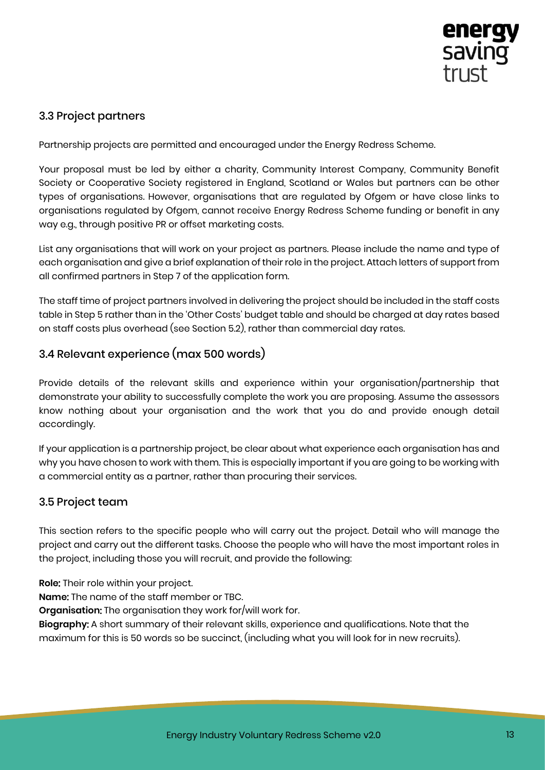### 3.3 Project partners

Partnership projects are permitted and encouraged under the Energy Redress Scheme.

Your proposal must be led by either a charity, Community Interest Company, Community Benefit Society or Cooperative Society registered in England, Scotland or Wales but partners can be other types of organisations. However, organisations that are regulated by Ofgem or have close links to organisations regulated by Ofgem, cannot receive Energy Redress Scheme funding or benefit in any way e.g., through positive PR or offset marketing costs.

List any organisations that will work on your project as partners. Please include the name and type of each organisation and give a brief explanation of their role in the project. Attach letters of support from all confirmed partners in Step 7 of the application form.

The staff time of project partners involved in delivering the project should be included in the staff costs table in Step 5 rather than in the 'Other Costs' budget table and should be charged at day rates based on staff costs plus overhead (see Section 5.2), rather than commercial day rates.

### 3.4 Relevant experience (max 500 words)

Provide details of the relevant skills and experience within your organisation/partnership that demonstrate your ability to successfully complete the work you are proposing. Assume the assessors know nothing about your organisation and the work that you do and provide enough detail accordingly.

If your application is a partnership project, be clear about what experience each organisation has and why you have chosen to work with them. This is especially important if you are going to be working with a commercial entity as a partner, rather than procuring their services.

### 3.5 Project team

This section refers to the specific people who will carry out the project. Detail who will manage the project and carry out the different tasks. Choose the people who will have the most important roles in the project, including those you will recruit, and provide the following:

**Role:** Their role within your project.
**Name:** The name of the staff member or TBC.
**Organisation:** The organisation they work for/will work for.
**Biography:** A short summary of their relevant skills, experience and qualifications. Note that the maximum for this is 50 words so be succinct, (including what you will look for in new recruits).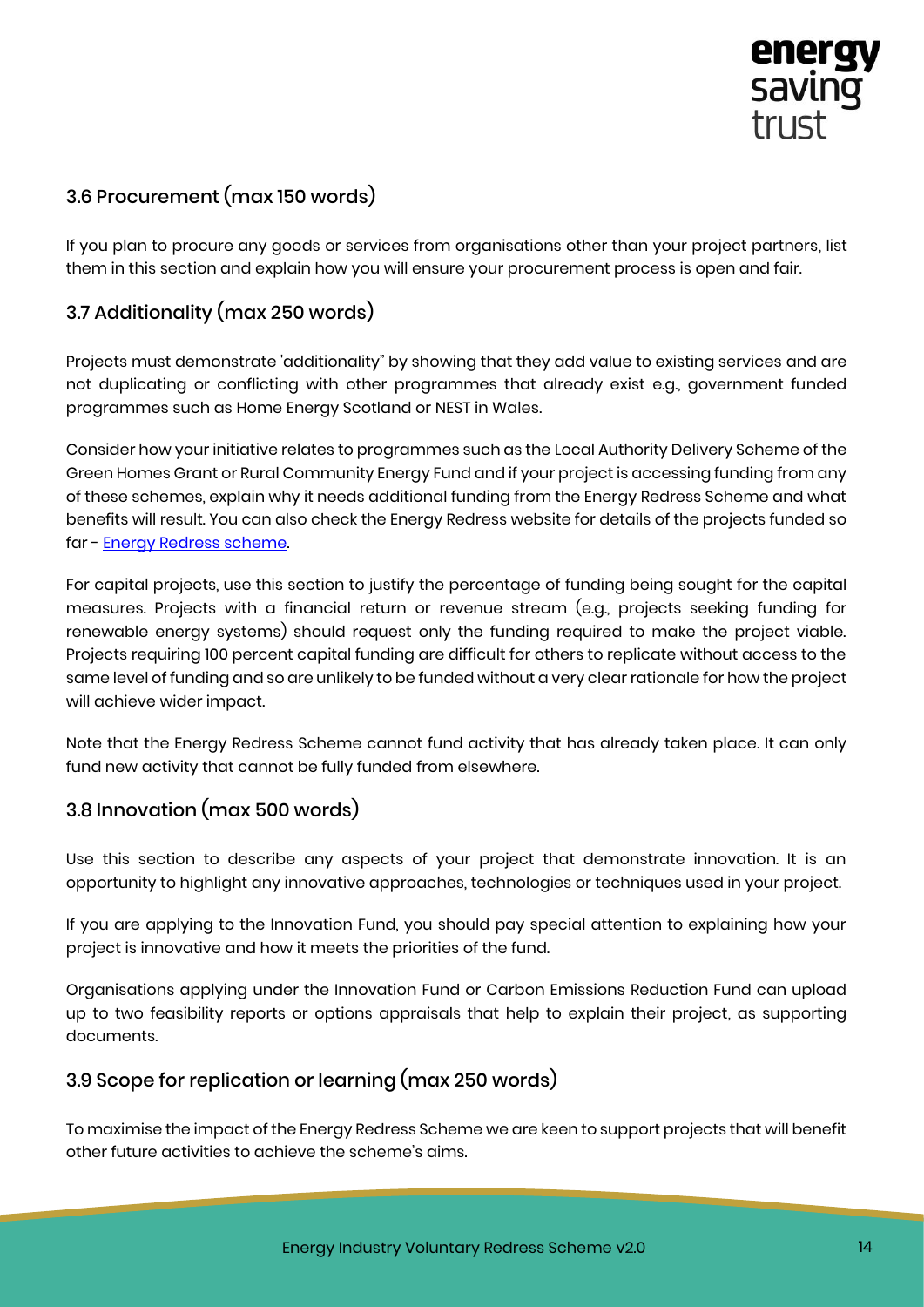### 3.6 Procurement (max 150 words)

If you plan to procure any goods or services from organisations other than your project partners, list them in this section and explain how you will ensure your procurement process is open and fair.

### 3.7 Additionality (max 250 words)

Projects must demonstrate 'additionality" by showing that they add value to existing services and are not duplicating or conflicting with other programmes that already exist e.g., government funded programmes such as Home Energy Scotland or NEST in Wales.

Consider how your initiative relates to programmes such as the Local Authority Delivery Scheme of the Green Homes Grant or Rural Community Energy Fund and if your project is accessing funding from any of these schemes, explain why it needs additional funding from the Energy Redress Scheme and what benefits will result. You can also check the Energy Redress website for details of the projects funded so far - [Energy Redress scheme](Energy Redress scheme).

For capital projects, use this section to justify the percentage of funding being sought for the capital measures. Projects with a financial return or revenue stream (e.g., projects seeking funding for renewable energy systems) should request only the funding required to make the project viable. Projects requiring 100 percent capital funding are difficult for others to replicate without access to the same level of funding and so are unlikely to be funded without a very clear rationale for how the project will achieve wider impact.

Note that the Energy Redress Scheme cannot fund activity that has already taken place. It can only fund new activity that cannot be fully funded from elsewhere.

### 3.8 Innovation (max 500 words)

Use this section to describe any aspects of your project that demonstrate innovation. It is an opportunity to highlight any innovative approaches, technologies or techniques used in your project.

If you are applying to the Innovation Fund, you should pay special attention to explaining how your project is innovative and how it meets the priorities of the fund.

Organisations applying under the Innovation Fund or Carbon Emissions Reduction Fund can upload up to two feasibility reports or options appraisals that help to explain their project, as supporting documents.

### 3.9 Scope for replication or learning (max 250 words)

To maximise the impact of the Energy Redress Scheme we are keen to support projects that will benefit other future activities to achieve the scheme's aims.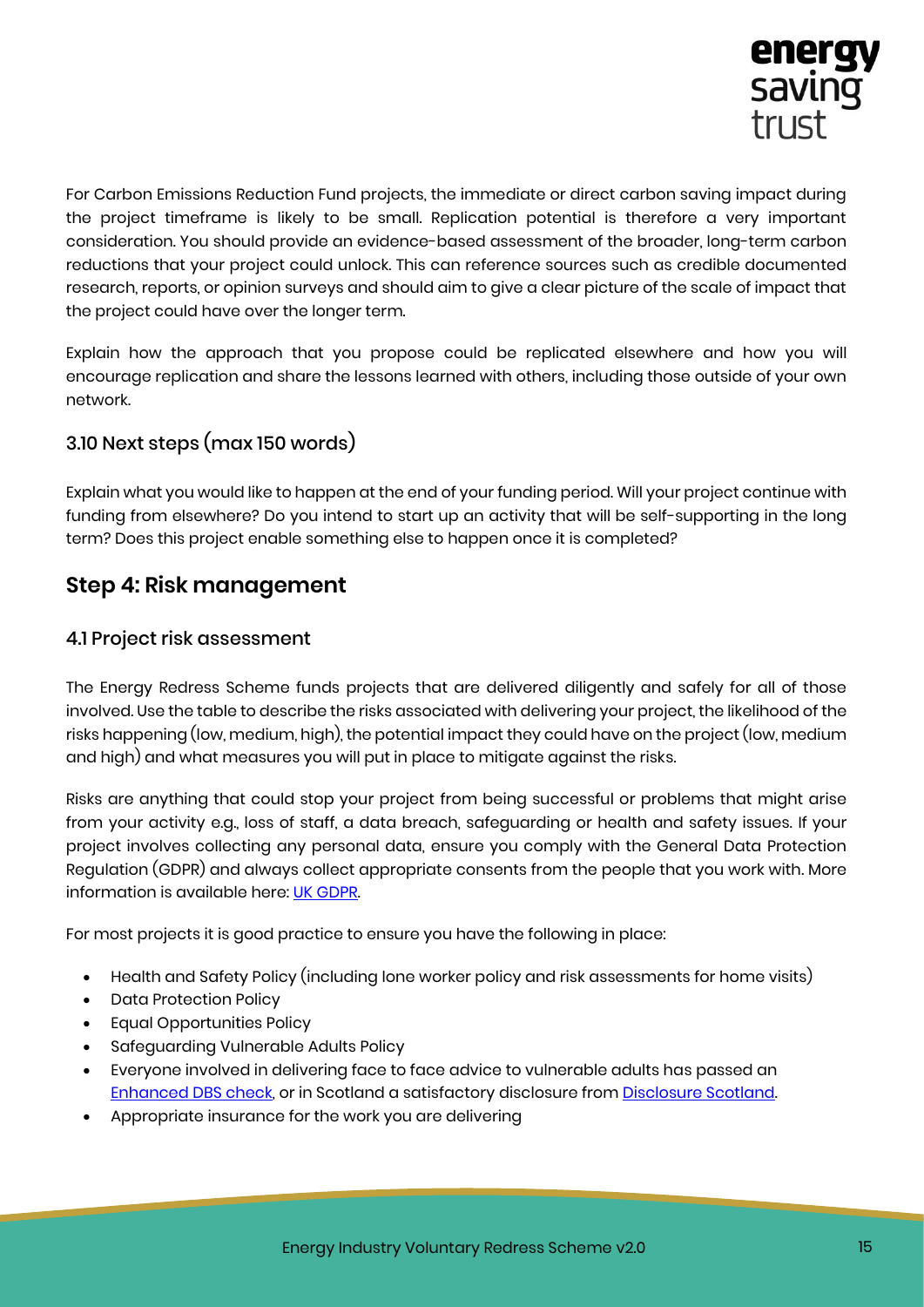For Carbon Emissions Reduction Fund projects, the immediate or direct carbon saving impact during the project timeframe is likely to be small. Replication potential is therefore a very important consideration. You should provide an evidence-based assessment of the broader, long-term carbon reductions that your project could unlock. This can reference sources such as credible documented research, reports, or opinion surveys and should aim to give a clear picture of the scale of impact that the project could have over the longer term.

Explain how the approach that you propose could be replicated elsewhere and how you will encourage replication and share the lessons learned with others, including those outside of your own network.

### 3.10 Next steps (max 150 words)

Explain what you would like to happen at the end of your funding period. Will your project continue with funding from elsewhere? Do you intend to start up an activity that will be self-supporting in the long term? Does this project enable something else to happen once it is completed?

## Step 4: Risk management

### 4.1 Project risk assessment

The Energy Redress Scheme funds projects that are delivered diligently and safely for all of those involved. Use the table to describe the risks associated with delivering your project, the likelihood of the risks happening (low, medium, high), the potential impact they could have on the project (low, medium and high) and what measures you will put in place to mitigate against the risks.

Risks are anything that could stop your project from being successful or problems that might arise from your activity e.g., loss of staff, a data breach, safeguarding or health and safety issues. If your project involves collecting any personal data, ensure you comply with the General Data Protection Regulation (GDPR) and always collect appropriate consents from the people that you work with. More information is available here: [UK GDPR](UK GDPR).

For most projects it is good practice to ensure you have the following in place:

- Health and Safety Policy (including lone worker policy and risk assessments for home visits)
- Data Protection Policy
- Equal Opportunities Policy
- Safeguarding Vulnerable Adults Policy
- Everyone involved in delivering face to face advice to vulnerable adults has passed an Enhanced DBS check, or in Scotland a satisfactory disclosure from Disclosure Scotland.
- Appropriate insurance for the work you are delivering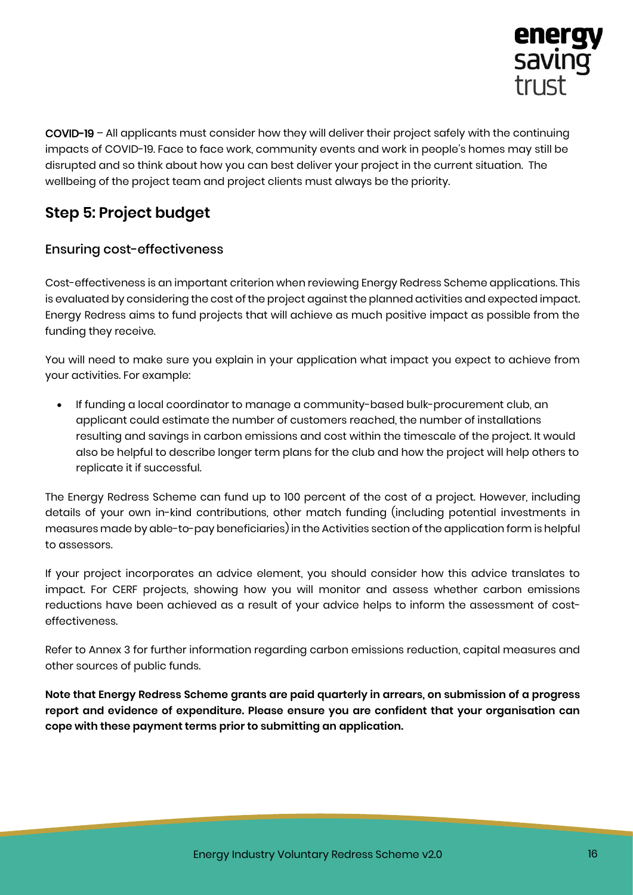**COVID-19** – All applicants must consider how they will deliver their project safely with the continuing impacts of COVID-19. Face to face work, community events and work in people's homes may still be disrupted and so think about how you can best deliver your project in the current situation. The wellbeing of the project team and project clients must always be the priority.

## Step 5: Project budget

### Ensuring cost-effectiveness

Cost-effectiveness is an important criterion when reviewing Energy Redress Scheme applications. This is evaluated by considering the cost of the project against the planned activities and expected impact. Energy Redress aims to fund projects that will achieve as much positive impact as possible from the funding they receive.

You will need to make sure you explain in your application what impact you expect to achieve from your activities. For example:

- If funding a local coordinator to manage a community-based bulk-procurement club, an applicant could estimate the number of customers reached, the number of installations resulting and savings in carbon emissions and cost within the timescale of the project. It would also be helpful to describe longer term plans for the club and how the project will help others to replicate it if successful.

The Energy Redress Scheme can fund up to 100 percent of the cost of a project. However, including details of your own in-kind contributions, other match funding (including potential investments in measures made by able-to-pay beneficiaries) in the Activities section of the application form is helpful to assessors.

If your project incorporates an advice element, you should consider how this advice translates to impact. For CERF projects, showing how you will monitor and assess whether carbon emissions reductions have been achieved as a result of your advice helps to inform the assessment of cost-effectiveness.

Refer to Annex 3 for further information regarding carbon emissions reduction, capital measures and other sources of public funds.

**Note that Energy Redress Scheme grants are paid quarterly in arrears, on submission of a progress report and evidence of expenditure. Please ensure you are confident that your organisation can cope with these payment terms prior to submitting an application.**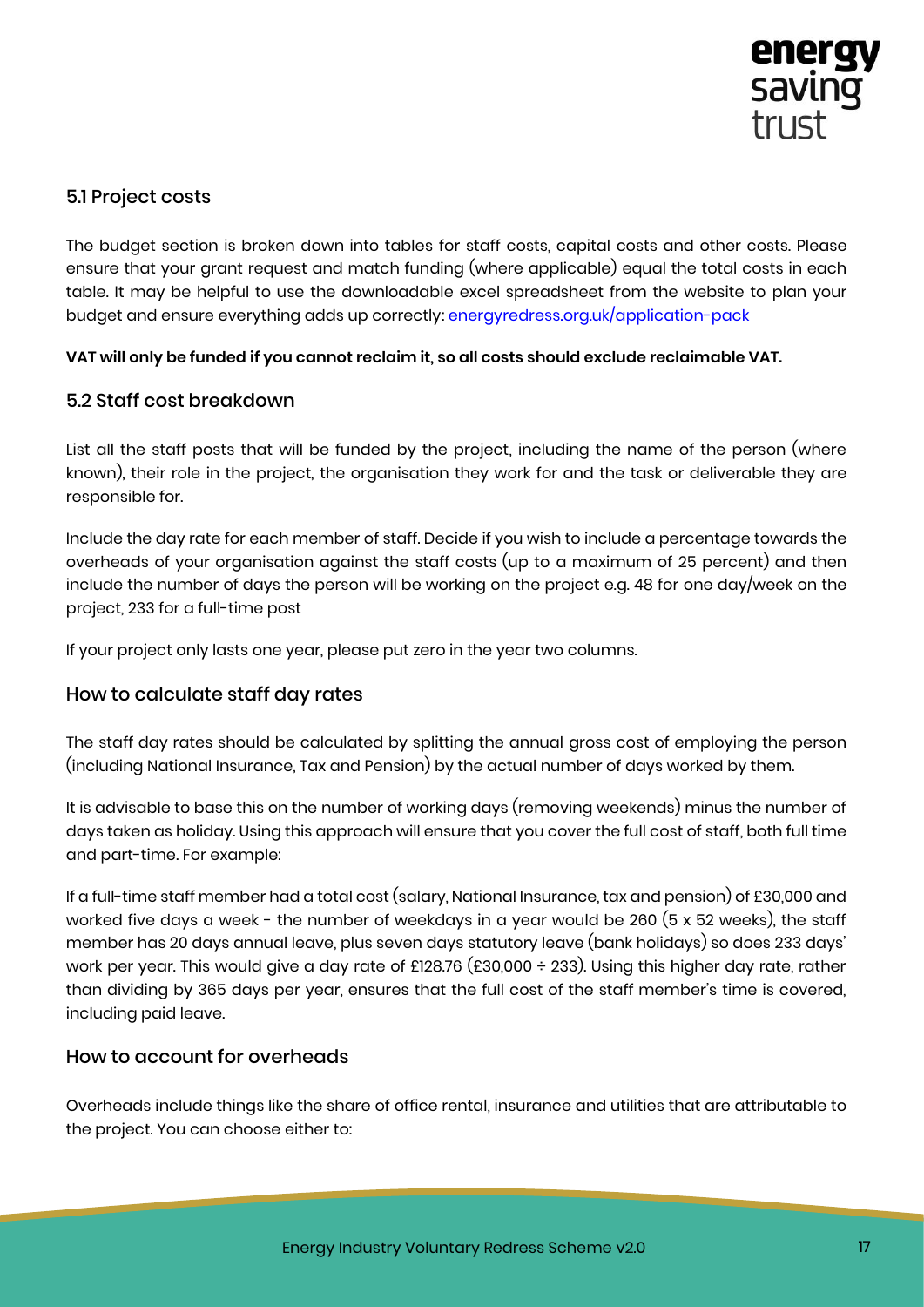## 5.1 Project costs

The budget section is broken down into tables for staff costs, capital costs and other costs. Please ensure that your grant request and match funding (where applicable) equal the total costs in each table. It may be helpful to use the downloadable excel spreadsheet from the website to plan your budget and ensure everything adds up correctly: [energyredress.org.uk/application-pack](energyredress.org.uk/application-pack)

**VAT will only be funded if you cannot reclaim it, so all costs should exclude reclaimable VAT.**

## 5.2 Staff cost breakdown

List all the staff posts that will be funded by the project, including the name of the person (where known), their role in the project, the organisation they work for and the task or deliverable they are responsible for.

Include the day rate for each member of staff. Decide if you wish to include a percentage towards the overheads of your organisation against the staff costs (up to a maximum of 25 percent) and then include the number of days the person will be working on the project e.g. 48 for one day/week on the project, 233 for a full-time post

If your project only lasts one year, please put zero in the year two columns.

### How to calculate staff day rates

The staff day rates should be calculated by splitting the annual gross cost of employing the person (including National Insurance, Tax and Pension) by the actual number of days worked by them.

It is advisable to base this on the number of working days (removing weekends) minus the number of days taken as holiday. Using this approach will ensure that you cover the full cost of staff, both full time and part-time. For example:

If a full-time staff member had a total cost (salary, National Insurance, tax and pension) of £30,000 and worked five days a week - the number of weekdays in a year would be 260 (5 x 52 weeks), the staff member has 20 days annual leave, plus seven days statutory leave (bank holidays) so does 233 days' work per year. This would give a day rate of £128.76 (£30,000 ÷ 233). Using this higher day rate, rather than dividing by 365 days per year, ensures that the full cost of the staff member's time is covered, including paid leave.

### How to account for overheads

Overheads include things like the share of office rental, insurance and utilities that are attributable to the project. You can choose either to: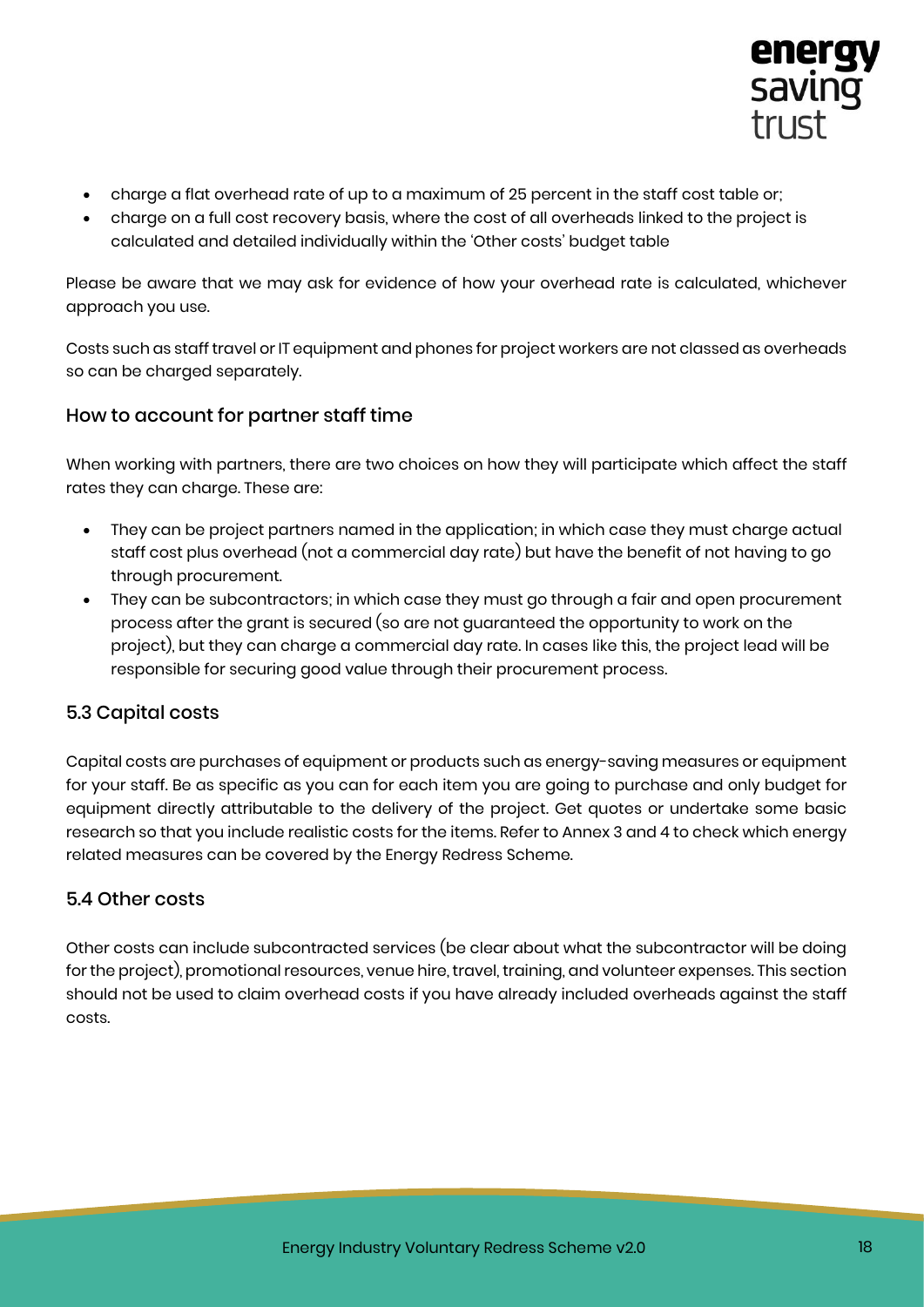- charge a flat overhead rate of up to a maximum of 25 percent in the staff cost table or;
- charge on a full cost recovery basis, where the cost of all overheads linked to the project is calculated and detailed individually within the 'Other costs' budget table

Please be aware that we may ask for evidence of how your overhead rate is calculated, whichever approach you use.

Costs such as staff travel or IT equipment and phones for project workers are not classed as overheads so can be charged separately.

### How to account for partner staff time

When working with partners, there are two choices on how they will participate which affect the staff rates they can charge. These are:

- They can be project partners named in the application; in which case they must charge actual staff cost plus overhead (not a commercial day rate) but have the benefit of not having to go through procurement.
- They can be subcontractors; in which case they must go through a fair and open procurement process after the grant is secured (so are not guaranteed the opportunity to work on the project), but they can charge a commercial day rate. In cases like this, the project lead will be responsible for securing good value through their procurement process.

## 5.3 Capital costs

Capital costs are purchases of equipment or products such as energy-saving measures or equipment for your staff. Be as specific as you can for each item you are going to purchase and only budget for equipment directly attributable to the delivery of the project. Get quotes or undertake some basic research so that you include realistic costs for the items. Refer to Annex 3 and 4 to check which energy related measures can be covered by the Energy Redress Scheme.

## 5.4 Other costs

Other costs can include subcontracted services (be clear about what the subcontractor will be doing for the project), promotional resources, venue hire, travel, training, and volunteer expenses. This section should not be used to claim overhead costs if you have already included overheads against the staff costs.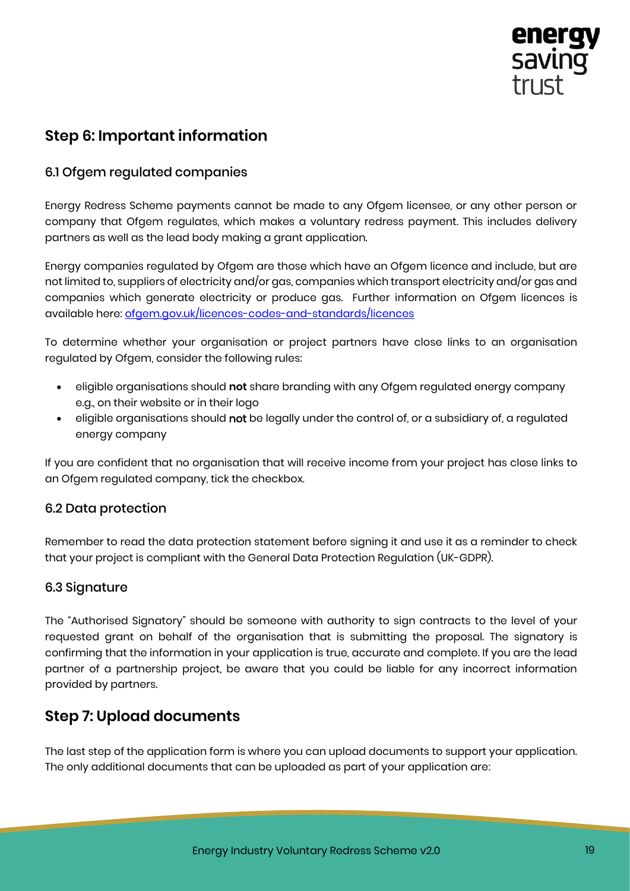## Step 6: Important information

### 6.1 Ofgem regulated companies

Energy Redress Scheme payments cannot be made to any Ofgem licensee, or any other person or company that Ofgem regulates, which makes a voluntary redress payment. This includes delivery partners as well as the lead body making a grant application.

Energy companies regulated by Ofgem are those which have an Ofgem licence and include, but are not limited to, suppliers of electricity and/or gas, companies which transport electricity and/or gas and companies which generate electricity or produce gas. Further information on Ofgem licences is available here: [ofgem.gov.uk/licences-codes-and-standards/licences](https://ofgem.gov.uk/licences-codes-and-standards/licences)

To determine whether your organisation or project partners have close links to an organisation regulated by Ofgem, consider the following rules:

- eligible organisations should **not** share branding with any Ofgem regulated energy company e.g., on their website or in their logo
- eligible organisations should **not** be legally under the control of, or a subsidiary of, a regulated energy company

If you are confident that no organisation that will receive income from your project has close links to an Ofgem regulated company, tick the checkbox.

### 6.2 Data protection

Remember to read the data protection statement before signing it and use it as a reminder to check that your project is compliant with the General Data Protection Regulation (UK-GDPR).

### 6.3 Signature

The "Authorised Signatory" should be someone with authority to sign contracts to the level of your requested grant on behalf of the organisation that is submitting the proposal. The signatory is confirming that the information in your application is true, accurate and complete. If you are the lead partner of a partnership project, be aware that you could be liable for any incorrect information provided by partners.

## Step 7: Upload documents

The last step of the application form is where you can upload documents to support your application. The only additional documents that can be uploaded as part of your application are: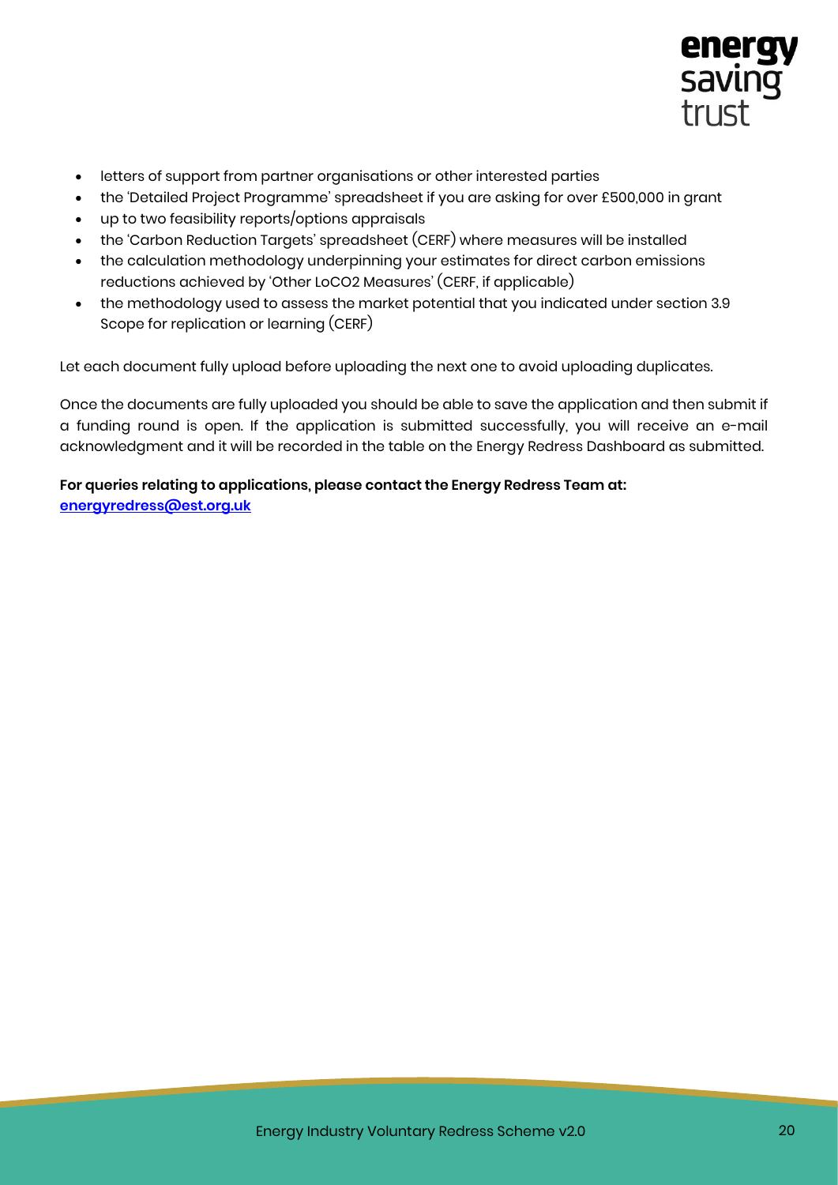- letters of support from partner organisations or other interested parties
- the 'Detailed Project Programme' spreadsheet if you are asking for over £500,000 in grant
- up to two feasibility reports/options appraisals
- the 'Carbon Reduction Targets' spreadsheet (CERF) where measures will be installed
- the calculation methodology underpinning your estimates for direct carbon emissions reductions achieved by 'Other LoCO2 Measures' (CERF, if applicable)
- the methodology used to assess the market potential that you indicated under section 3.9 Scope for replication or learning (CERF)

Let each document fully upload before uploading the next one to avoid uploading duplicates.

Once the documents are fully uploaded you should be able to save the application and then submit if a funding round is open. If the application is submitted successfully, you will receive an e-mail acknowledgment and it will be recorded in the table on the Energy Redress Dashboard as submitted.

**For queries relating to applications, please contact the Energy Redress Team at:**
**energyredress@est.org.uk**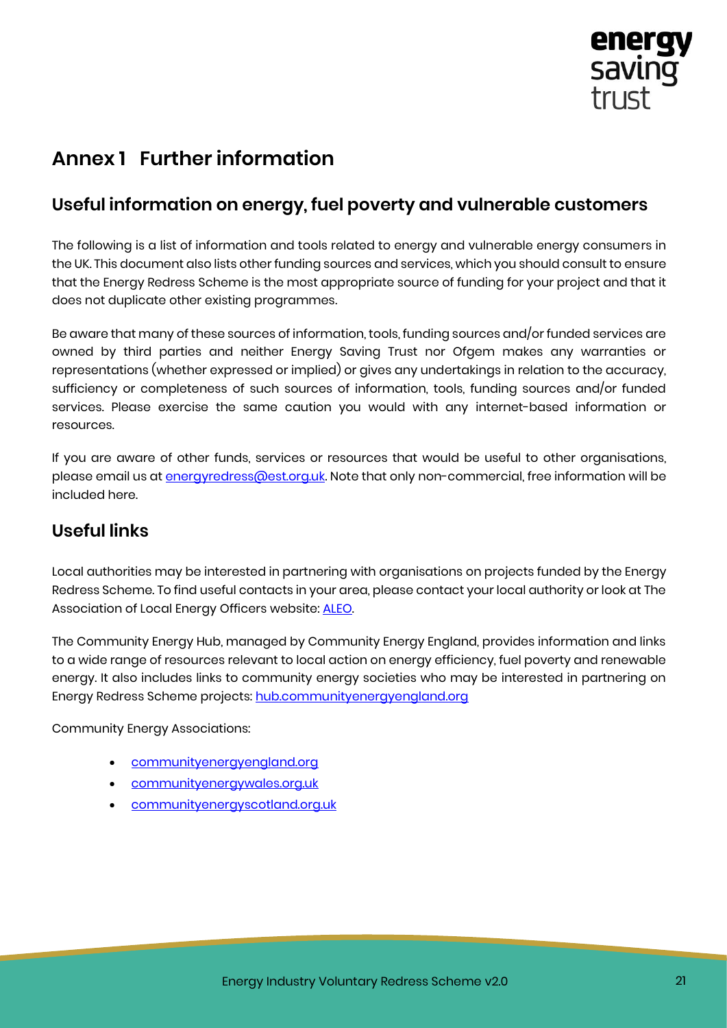# Annex 1 Further information

## Useful information on energy, fuel poverty and vulnerable customers

The following is a list of information and tools related to energy and vulnerable energy consumers in the UK. This document also lists other funding sources and services, which you should consult to ensure that the Energy Redress Scheme is the most appropriate source of funding for your project and that it does not duplicate other existing programmes.

Be aware that many of these sources of information, tools, funding sources and/or funded services are owned by third parties and neither Energy Saving Trust nor Ofgem makes any warranties or representations (whether expressed or implied) or gives any undertakings in relation to the accuracy, sufficiency or completeness of such sources of information, tools, funding sources and/or funded services. Please exercise the same caution you would with any internet-based information or resources.

If you are aware of other funds, services or resources that would be useful to other organisations, please email us at energyredress@est.org.uk. Note that only non-commercial, free information will be included here.

## Useful links

Local authorities may be interested in partnering with organisations on projects funded by the Energy Redress Scheme. To find useful contacts in your area, please contact your local authority or look at The Association of Local Energy Officers website: ALEO.

The Community Energy Hub, managed by Community Energy England, provides information and links to a wide range of resources relevant to local action on energy efficiency, fuel poverty and renewable energy. It also includes links to community energy societies who may be interested in partnering on Energy Redress Scheme projects: hub.communityenergyengland.org

Community Energy Associations:

- communityenergyengland.org
- communityenergywales.org.uk
- communityenergyscotland.org.uk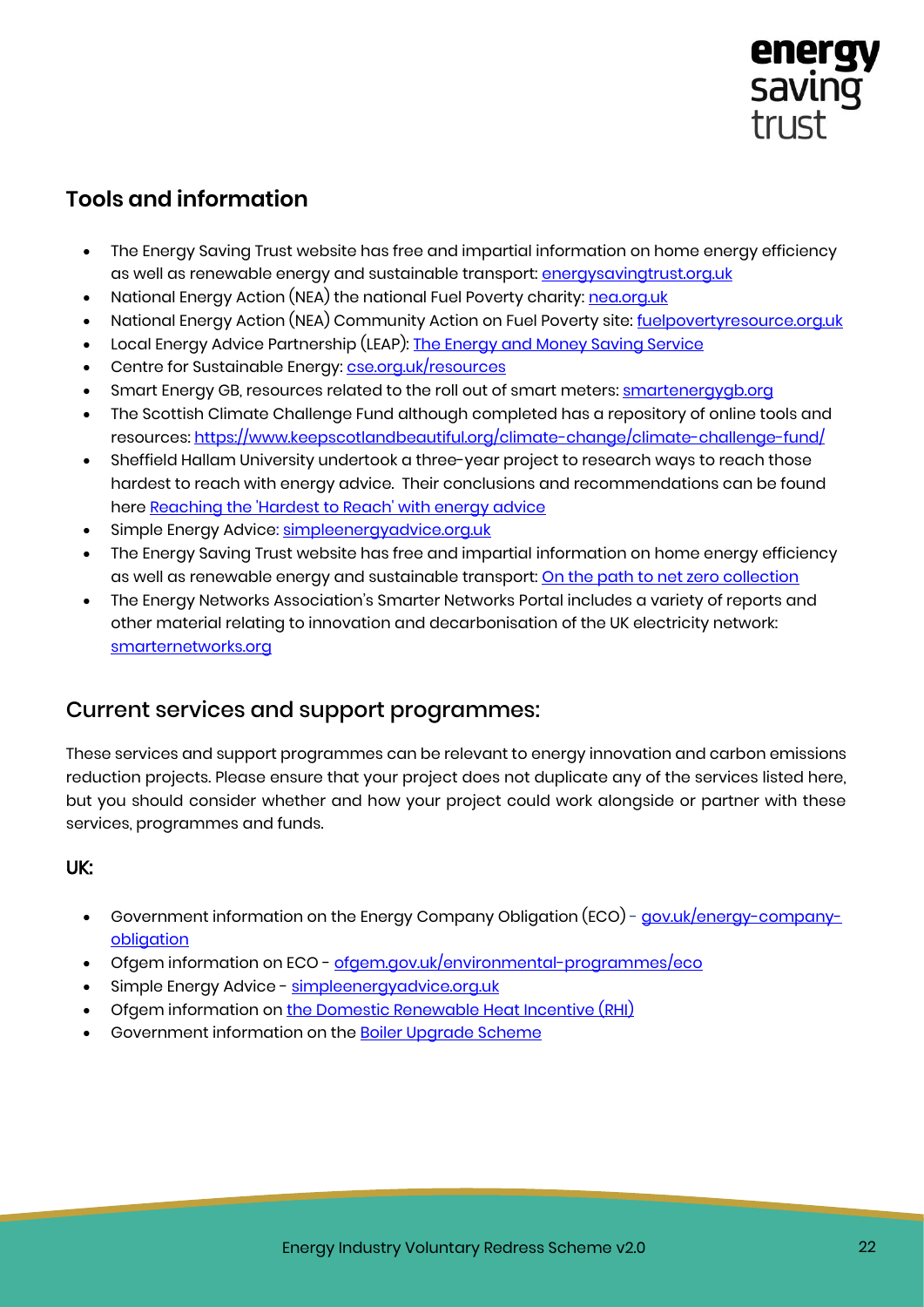## Tools and information

- The Energy Saving Trust website has free and impartial information on home energy efficiency as well as renewable energy and sustainable transport: energysavingtrust.org.uk
- National Energy Action (NEA) the national Fuel Poverty charity: nea.org.uk
- National Energy Action (NEA) Community Action on Fuel Poverty site: fuelpovertyresource.org.uk
- Local Energy Advice Partnership (LEAP): The Energy and Money Saving Service
- Centre for Sustainable Energy: cse.org.uk/resources
- Smart Energy GB, resources related to the roll out of smart meters: smartenergygb.org
- The Scottish Climate Challenge Fund although completed has a repository of online tools and resources: https://www.keepscotlandbeautiful.org/climate-change/climate-challenge-fund/
- Sheffield Hallam University undertook a three-year project to research ways to reach those hardest to reach with energy advice. Their conclusions and recommendations can be found here Reaching the 'Hardest to Reach' with energy advice
- Simple Energy Advice: simpleenergyadvice.org.uk
- The Energy Saving Trust website has free and impartial information on home energy efficiency as well as renewable energy and sustainable transport: On the path to net zero collection
- The Energy Networks Association's Smarter Networks Portal includes a variety of reports and other material relating to innovation and decarbonisation of the UK electricity network: smarternetworks.org

## Current services and support programmes:

These services and support programmes can be relevant to energy innovation and carbon emissions reduction projects. Please ensure that your project does not duplicate any of the services listed here, but you should consider whether and how your project could work alongside or partner with these services, programmes and funds.

### UK:

- Government information on the Energy Company Obligation (ECO) - gov.uk/energy-company-obligation
- Ofgem information on ECO - ofgem.gov.uk/environmental-programmes/eco
- Simple Energy Advice - simpleenergyadvice.org.uk
- Ofgem information on the Domestic Renewable Heat Incentive (RHI)
- Government information on the Boiler Upgrade Scheme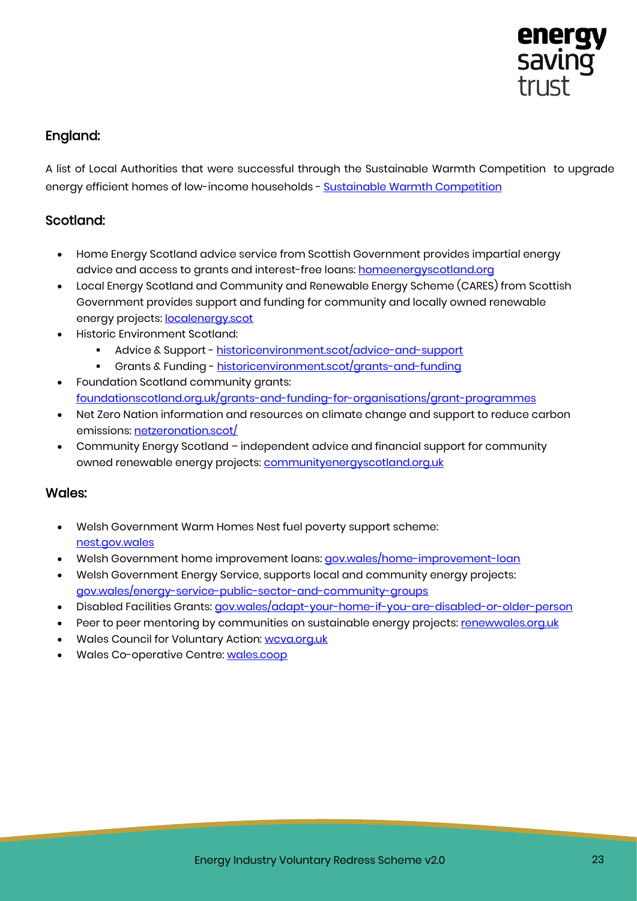## England:

A list of Local Authorities that were successful through the Sustainable Warmth Competition to upgrade energy efficient homes of low-income households - Sustainable Warmth Competition

## Scotland:

- Home Energy Scotland advice service from Scottish Government provides impartial energy advice and access to grants and interest-free loans: homeenergyscotland.org
- Local Energy Scotland and Community and Renewable Energy Scheme (CARES) from Scottish Government provides support and funding for community and locally owned renewable energy projects: localenergy.scot
- Historic Environment Scotland:
  - Advice & Support - historicenvironment.scot/advice-and-support
  - Grants & Funding - historicenvironment.scot/grants-and-funding
- Foundation Scotland community grants: foundationscotland.org.uk/grants-and-funding-for-organisations/grant-programmes
- Net Zero Nation information and resources on climate change and support to reduce carbon emissions: netzeronation.scot/
- Community Energy Scotland – independent advice and financial support for community owned renewable energy projects: communityenergyscotland.org.uk

## Wales:

- Welsh Government Warm Homes Nest fuel poverty support scheme: nest.gov.wales
- Welsh Government home improvement loans: gov.wales/home-improvement-loan
- Welsh Government Energy Service, supports local and community energy projects: gov.wales/energy-service-public-sector-and-community-groups
- Disabled Facilities Grants: gov.wales/adapt-your-home-if-you-are-disabled-or-older-person
- Peer to peer mentoring by communities on sustainable energy projects: renewwales.org.uk
- Wales Council for Voluntary Action: wcva.org.uk
- Wales Co-operative Centre: wales.coop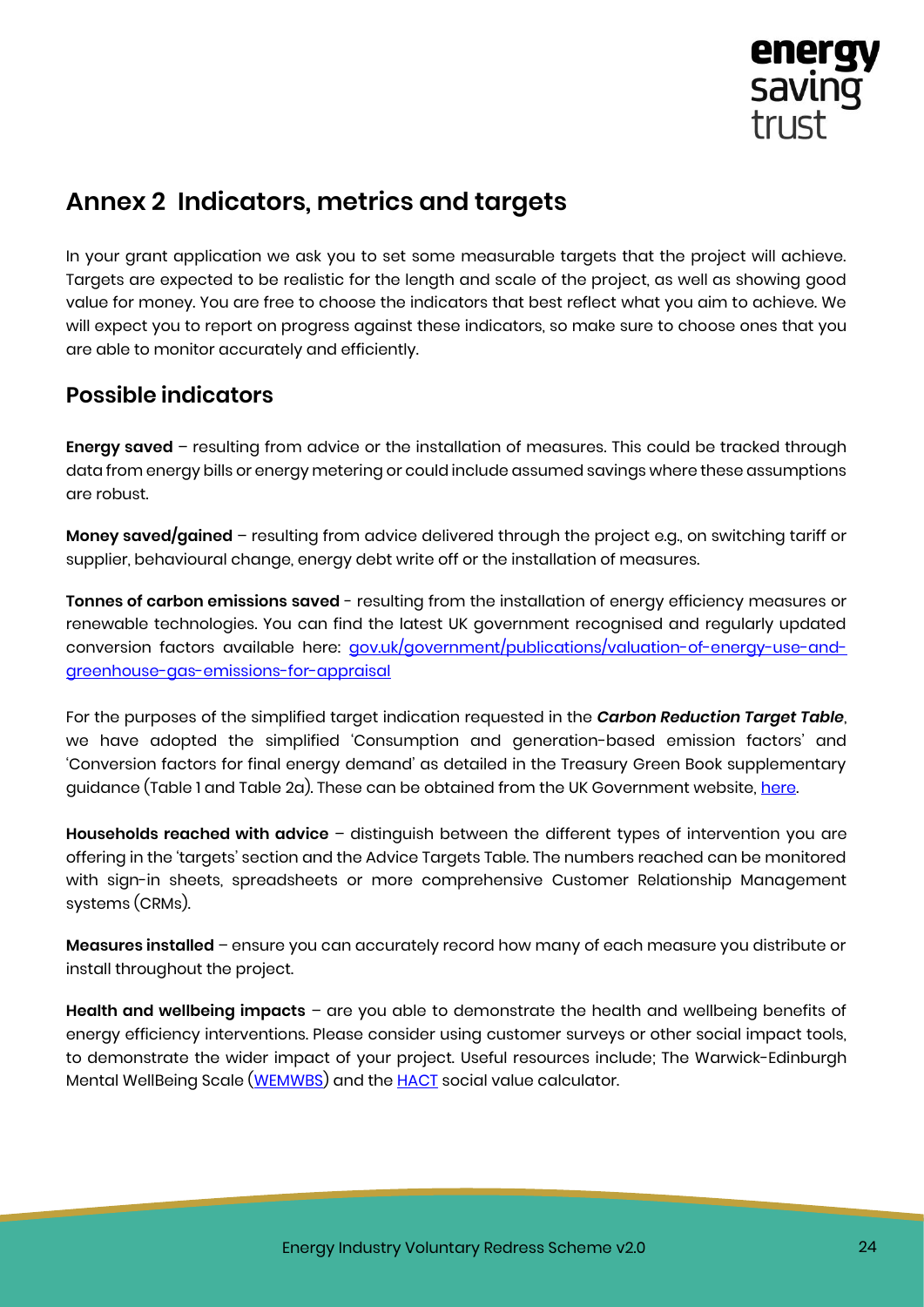## Annex 2 Indicators, metrics and targets

In your grant application we ask you to set some measurable targets that the project will achieve. Targets are expected to be realistic for the length and scale of the project, as well as showing good value for money. You are free to choose the indicators that best reflect what you aim to achieve. We will expect you to report on progress against these indicators, so make sure to choose ones that you are able to monitor accurately and efficiently.

### Possible indicators

**Energy saved** – resulting from advice or the installation of measures. This could be tracked through data from energy bills or energy metering or could include assumed savings where these assumptions are robust.

**Money saved/gained** – resulting from advice delivered through the project e.g., on switching tariff or supplier, behavioural change, energy debt write off or the installation of measures.

**Tonnes of carbon emissions saved** - resulting from the installation of energy efficiency measures or renewable technologies. You can find the latest UK government recognised and regularly updated conversion factors available here: [gov.uk/government/publications/valuation-of-energy-use-and-greenhouse-gas-emissions-for-appraisal](gov.uk/government/publications/valuation-of-energy-use-and-greenhouse-gas-emissions-for-appraisal)

For the purposes of the simplified target indication requested in the ***Carbon Reduction Target Table***, we have adopted the simplified 'Consumption and generation-based emission factors' and 'Conversion factors for final energy demand' as detailed in the Treasury Green Book supplementary guidance (Table 1 and Table 2a). These can be obtained from the UK Government website, here.

**Households reached with advice** – distinguish between the different types of intervention you are offering in the 'targets' section and the Advice Targets Table. The numbers reached can be monitored with sign-in sheets, spreadsheets or more comprehensive Customer Relationship Management systems (CRMs).

**Measures installed** – ensure you can accurately record how many of each measure you distribute or install throughout the project.

**Health and wellbeing impacts** – are you able to demonstrate the health and wellbeing benefits of energy efficiency interventions. Please consider using customer surveys or other social impact tools, to demonstrate the wider impact of your project. Useful resources include; The Warwick-Edinburgh Mental WellBeing Scale (WEMWBS) and the HACT social value calculator.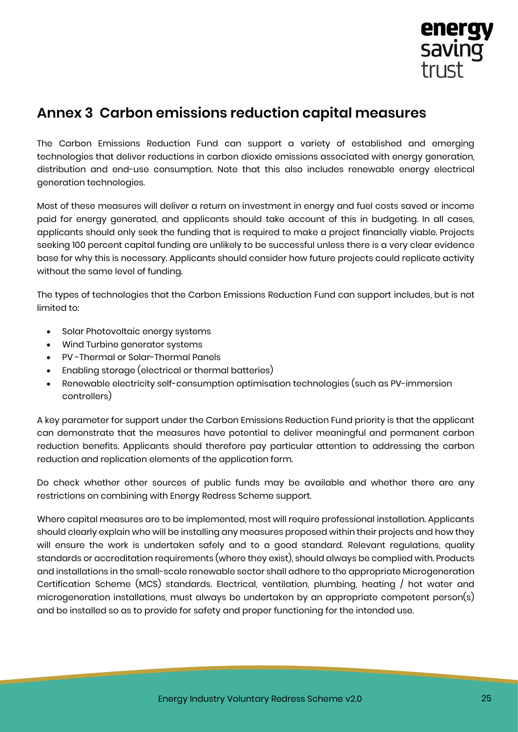## Annex 3 Carbon emissions reduction capital measures

The Carbon Emissions Reduction Fund can support a variety of established and emerging technologies that deliver reductions in carbon dioxide emissions associated with energy generation, distribution and end-use consumption. Note that this also includes renewable energy electrical generation technologies.

Most of these measures will deliver a return on investment in energy and fuel costs saved or income paid for energy generated, and applicants should take account of this in budgeting. In all cases, applicants should only seek the funding that is required to make a project financially viable. Projects seeking 100 percent capital funding are unlikely to be successful unless there is a very clear evidence base for why this is necessary. Applicants should consider how future projects could replicate activity without the same level of funding.

The types of technologies that the Carbon Emissions Reduction Fund can support includes, but is not limited to:

- Solar Photovoltaic energy systems
- Wind Turbine generator systems
- PV -Thermal or Solar-Thermal Panels
- Enabling storage (electrical or thermal batteries)
- Renewable electricity self-consumption optimisation technologies (such as PV-immersion controllers)

A key parameter for support under the Carbon Emissions Reduction Fund priority is that the applicant can demonstrate that the measures have potential to deliver meaningful and permanent carbon reduction benefits. Applicants should therefore pay particular attention to addressing the carbon reduction and replication elements of the application form.

Do check whether other sources of public funds may be available and whether there are any restrictions on combining with Energy Redress Scheme support.

Where capital measures are to be implemented, most will require professional installation. Applicants should clearly explain who will be installing any measures proposed within their projects and how they will ensure the work is undertaken safely and to a good standard. Relevant regulations, quality standards or accreditation requirements (where they exist), should always be complied with. Products and installations in the small-scale renewable sector shall adhere to the appropriate Microgeneration Certification Scheme (MCS) standards. Electrical, ventilation, plumbing, heating / hot water and microgeneration installations, must always be undertaken by an appropriate competent person(s) and be installed so as to provide for safety and proper functioning for the intended use.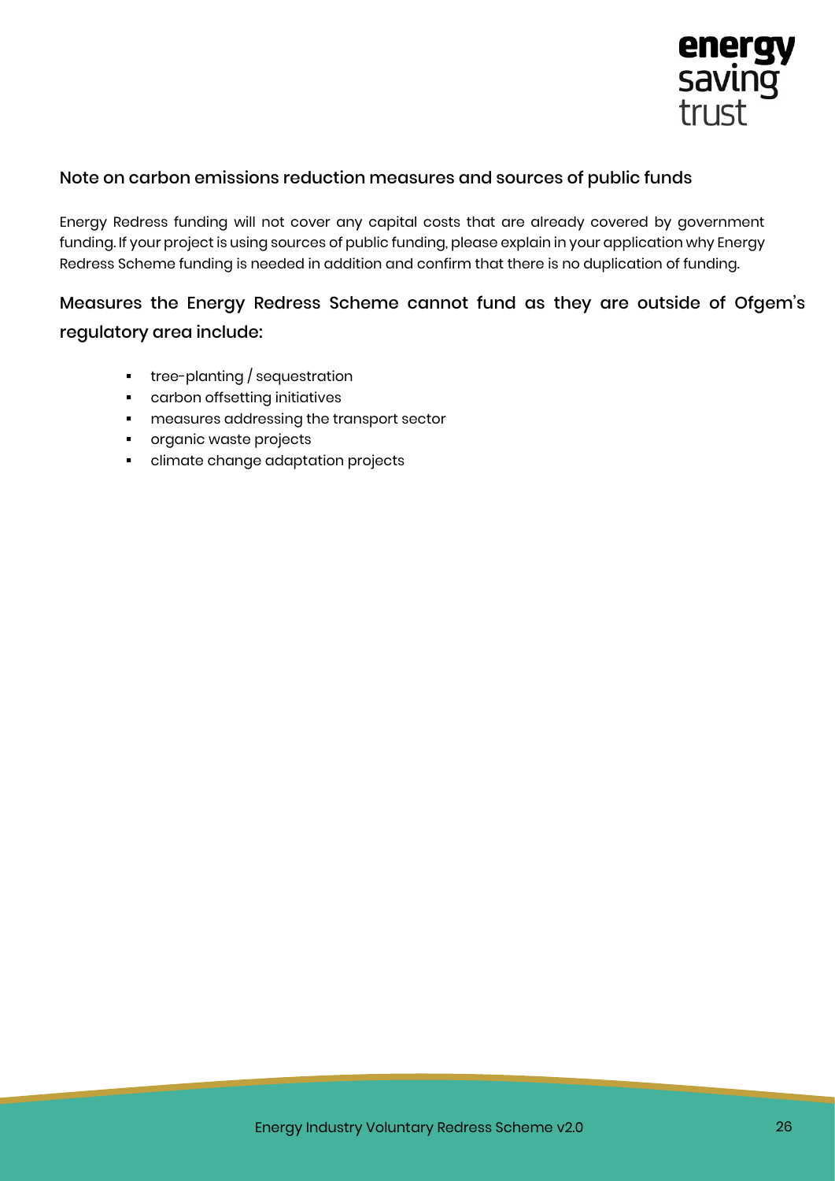## Note on carbon emissions reduction measures and sources of public funds

Energy Redress funding will not cover any capital costs that are already covered by government funding. If your project is using sources of public funding, please explain in your application why Energy Redress Scheme funding is needed in addition and confirm that there is no duplication of funding.

## Measures the Energy Redress Scheme cannot fund as they are outside of Ofgem's regulatory area include:

- tree-planting / sequestration
- carbon offsetting initiatives
- measures addressing the transport sector
- organic waste projects
- climate change adaptation projects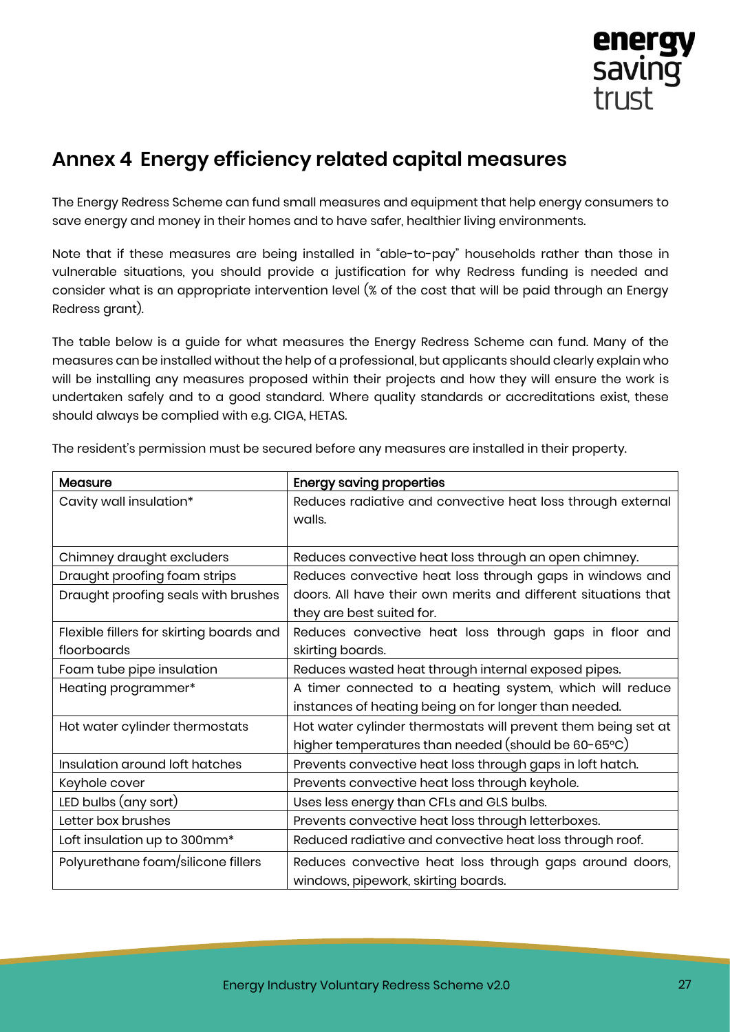## Annex 4 Energy efficiency related capital measures

The Energy Redress Scheme can fund small measures and equipment that help energy consumers to save energy and money in their homes and to have safer, healthier living environments.

Note that if these measures are being installed in "able-to-pay" households rather than those in vulnerable situations, you should provide a justification for why Redress funding is needed and consider what is an appropriate intervention level (% of the cost that will be paid through an Energy Redress grant).

The table below is a guide for what measures the Energy Redress Scheme can fund. Many of the measures can be installed without the help of a professional, but applicants should clearly explain who will be installing any measures proposed within their projects and how they will ensure the work is undertaken safely and to a good standard. Where quality standards or accreditations exist, these should always be complied with e.g. CIGA, HETAS.

The resident's permission must be secured before any measures are installed in their property.

| Measure | Energy saving properties |
|---|---|
| Cavity wall insulation* | Reduces radiative and convective heat loss through external walls. |
| Chimney draught excluders | Reduces convective heat loss through an open chimney. |
| Draught proofing foam strips | Reduces convective heat loss through gaps in windows and doors. All have their own merits and different situations that they are best suited for. |
| Draught proofing seals with brushes | |
| Flexible fillers for skirting boards and floorboards | Reduces convective heat loss through gaps in floor and skirting boards. |
| Foam tube pipe insulation | Reduces wasted heat through internal exposed pipes. |
| Heating programmer* | A timer connected to a heating system, which will reduce instances of heating being on for longer than needed. |
| Hot water cylinder thermostats | Hot water cylinder thermostats will prevent them being set at higher temperatures than needed (should be 60-65ºC) |
| Insulation around loft hatches | Prevents convective heat loss through gaps in loft hatch. |
| Keyhole cover | Prevents convective heat loss through keyhole. |
| LED bulbs (any sort) | Uses less energy than CFLs and GLS bulbs. |
| Letter box brushes | Prevents convective heat loss through letterboxes. |
| Loft insulation up to 300mm* | Reduced radiative and convective heat loss through roof. |
| Polyurethane foam/silicone fillers | Reduces convective heat loss through gaps around doors, windows, pipework, skirting boards. |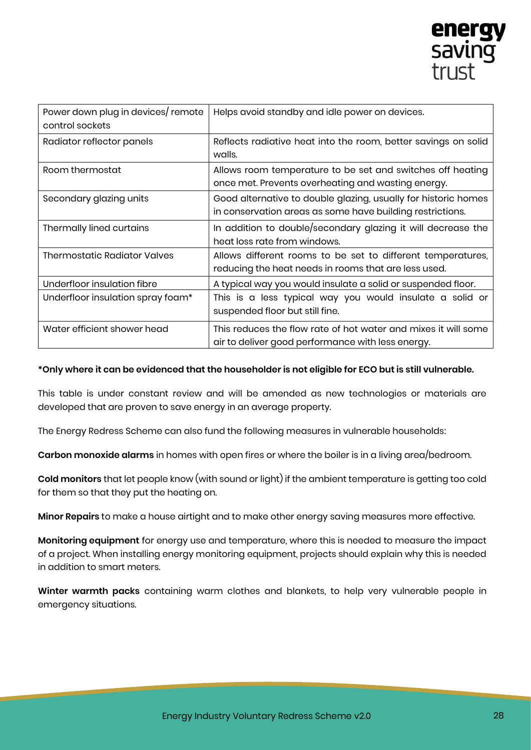| Power down plug in devices/ remote control sockets | Helps avoid standby and idle power on devices. |
|---|---|
| Radiator reflector panels | Reflects radiative heat into the room, better savings on solid walls. |
| Room thermostat | Allows room temperature to be set and switches off heating once met. Prevents overheating and wasting energy. |
| Secondary glazing units | Good alternative to double glazing, usually for historic homes in conservation areas as some have building restrictions. |
| Thermally lined curtains | In addition to double/secondary glazing it will decrease the heat loss rate from windows. |
| Thermostatic Radiator Valves | Allows different rooms to be set to different temperatures, reducing the heat needs in rooms that are less used. |
| Underfloor insulation fibre | A typical way you would insulate a solid or suspended floor. |
| Underfloor insulation spray foam* | This is a less typical way you would insulate a solid or suspended floor but still fine. |
| Water efficient shower head | This reduces the flow rate of hot water and mixes it will some air to deliver good performance with less energy. |

**\*Only where it can be evidenced that the householder is not eligible for ECO but is still vulnerable.**

This table is under constant review and will be amended as new technologies or materials are developed that are proven to save energy in an average property.

The Energy Redress Scheme can also fund the following measures in vulnerable households:

**Carbon monoxide alarms** in homes with open fires or where the boiler is in a living area/bedroom.

**Cold monitors** that let people know (with sound or light) if the ambient temperature is getting too cold for them so that they put the heating on.

**Minor Repairs** to make a house airtight and to make other energy saving measures more effective.

**Monitoring equipment** for energy use and temperature, where this is needed to measure the impact of a project. When installing energy monitoring equipment, projects should explain why this is needed in addition to smart meters.

**Winter warmth packs** containing warm clothes and blankets, to help very vulnerable people in emergency situations.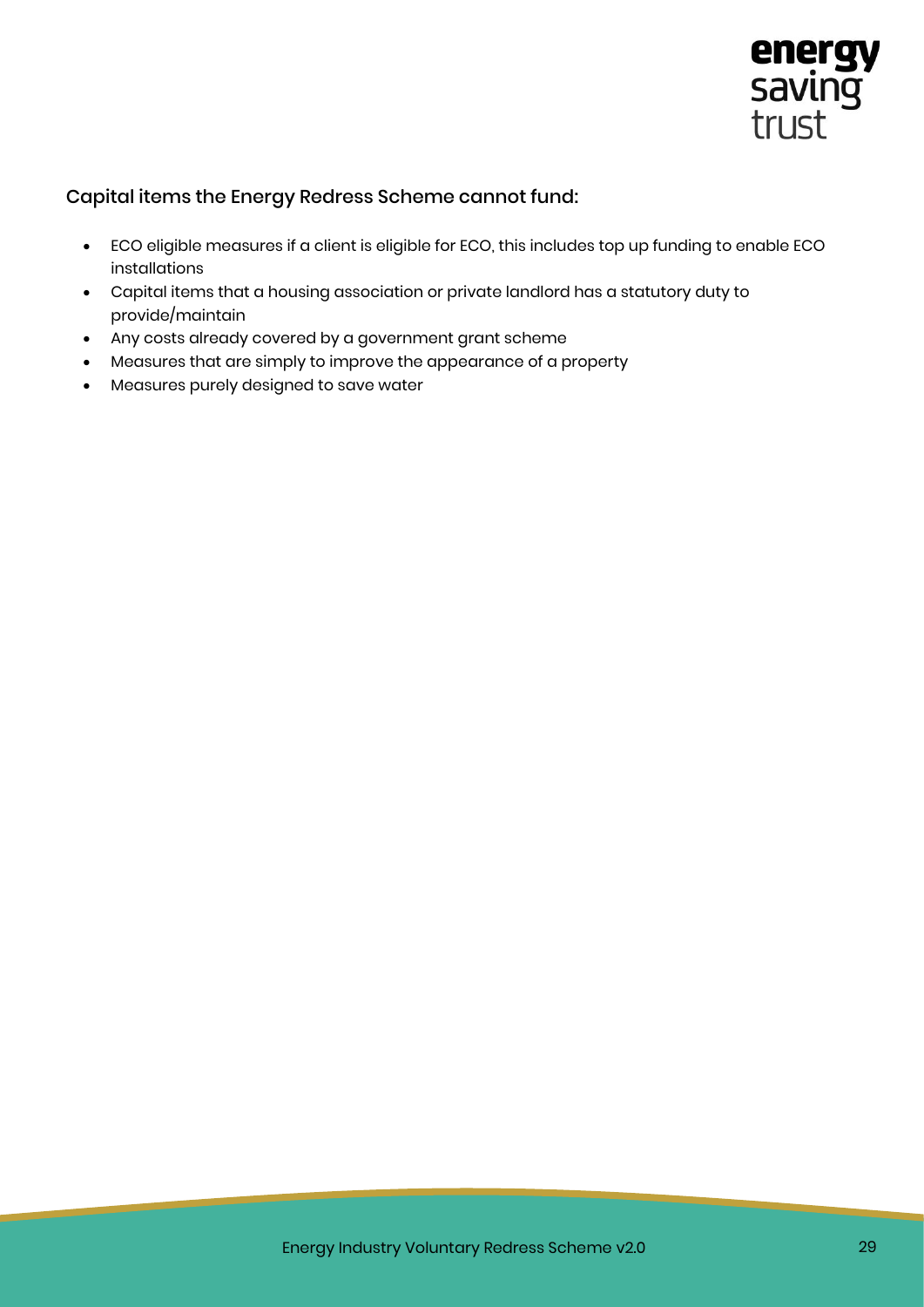### Capital items the Energy Redress Scheme cannot fund:

- ECO eligible measures if a client is eligible for ECO, this includes top up funding to enable ECO installations
- Capital items that a housing association or private landlord has a statutory duty to provide/maintain
- Any costs already covered by a government grant scheme
- Measures that are simply to improve the appearance of a property
- Measures purely designed to save water